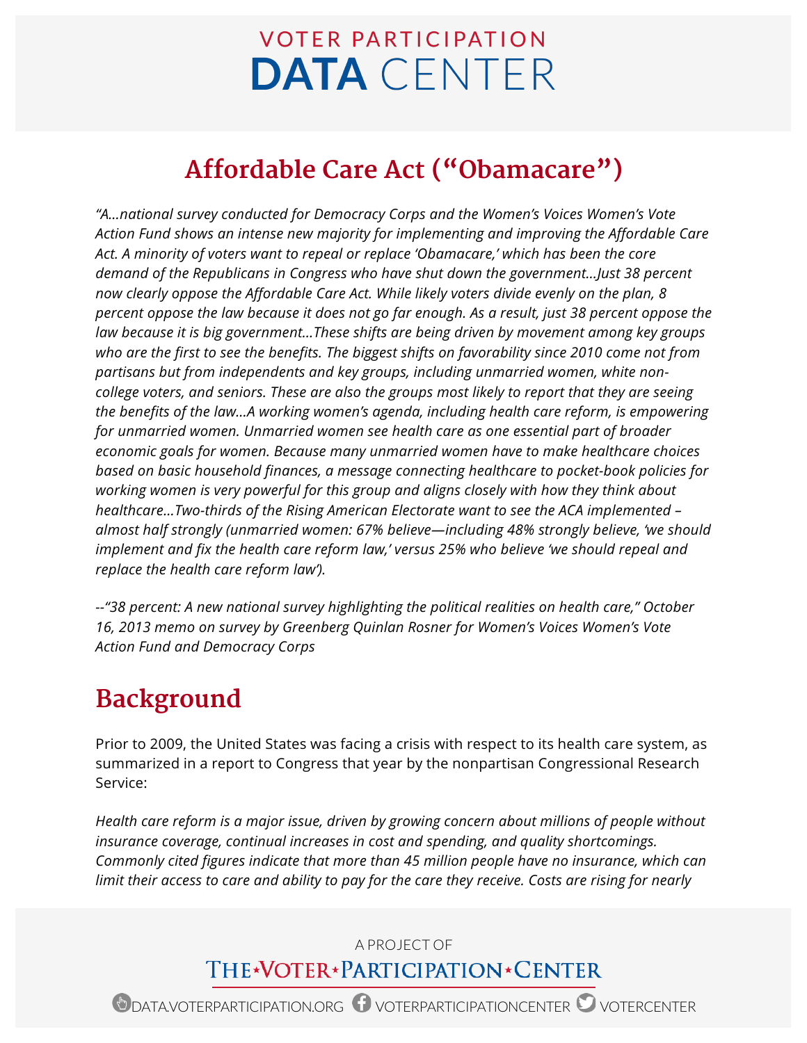# Affordable Care Act ("Obamacare")

*"A…national survey conducted for Democracy Corps and the Women's Voices Women's Vote Action Fund shows an intense new majority for implementing and improving the Affordable Care Act. A minority of voters want to repeal or replace 'Obamacare,' which has been the core demand of the Republicans in Congress who have shut down the government…Just 38 percent now clearly oppose the Affordable Care Act. While likely voters divide evenly on the plan, 8 percent oppose the law because it does not go far enough. As a result, just 38 percent oppose the law because it is big government…These shifts are being driven by movement among key groups who are the first to see the benefits. The biggest shifts on favorability since 2010 come not from partisans but from independents and key groups, including unmarried women, white non-college voters, and seniors. These are also the groups most likely to report that they are seeing the benefits of the law…A working women's agenda, including health care reform, is empowering for unmarried women. Unmarried women see health care as one essential part of broader economic goals for women. Because many unmarried women have to make healthcare choices based on basic household finances, a message connecting healthcare to pocket-book policies for working women is very powerful for this group and aligns closely with how they think about healthcare…Two-thirds of the Rising American Electorate want to see the ACA implemented – almost half strongly (unmarried women: 67% believe—including 48% strongly believe, 'we should implement and fix the health care reform law,' versus 25% who believe 'we should repeal and replace the health care reform law').*

*--"38 percent: A new national survey highlighting the political realities on health care," October 16, 2013 memo on survey by Greenberg Quinlan Rosner for Women's Voices Women's Vote Action Fund and Democracy Corps*

## Background

Prior to 2009, the United States was facing a crisis with respect to its health care system, as summarized in a report to Congress that year by the nonpartisan Congressional Research Service:

*Health care reform is a major issue, driven by growing concern about millions of people without insurance coverage, continual increases in cost and spending, and quality shortcomings. Commonly cited figures indicate that more than 45 million people have no insurance, which can limit their access to care and ability to pay for the care they receive. Costs are rising for nearly*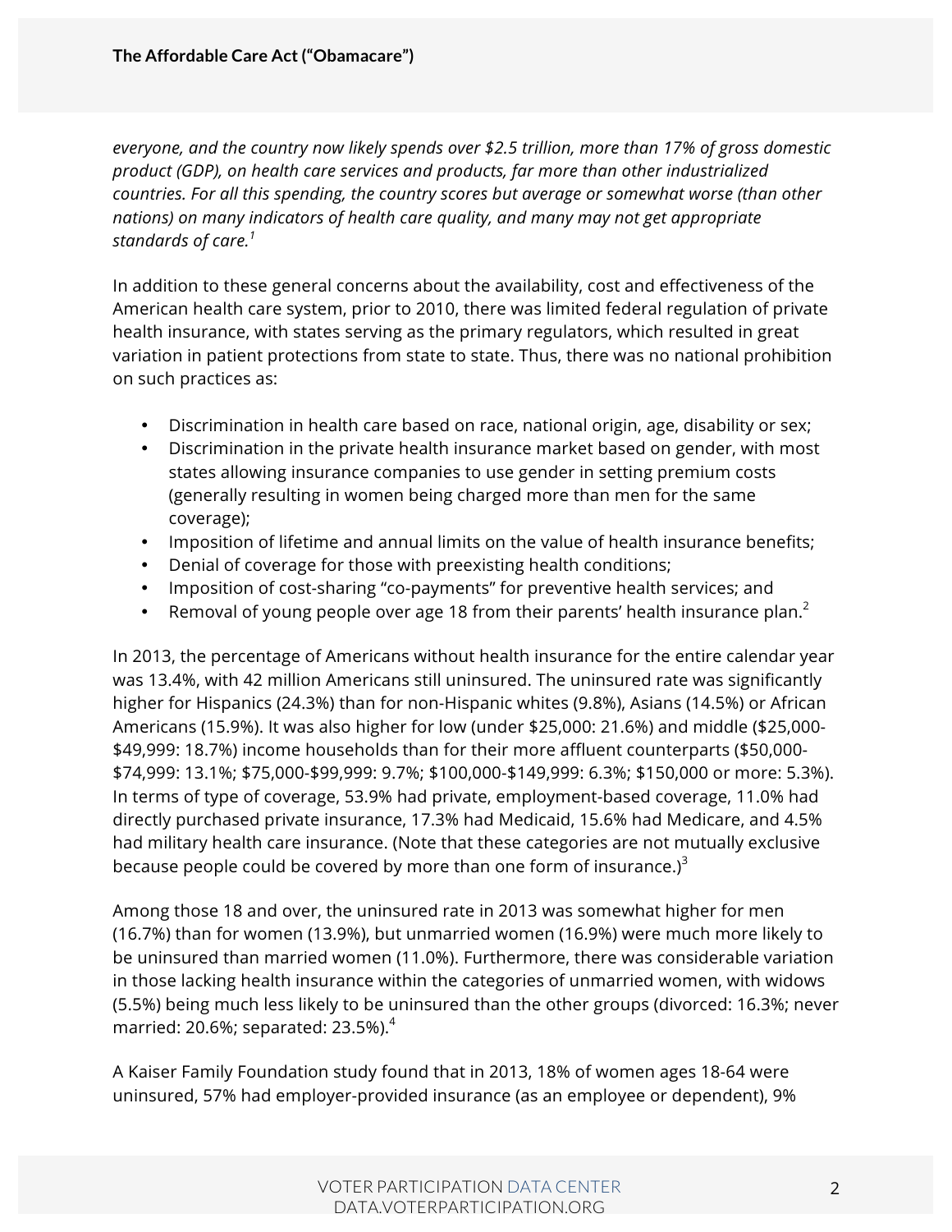*everyone, and the country now likely spends over $2.5 trillion, more than 17% of gross domestic product (GDP), on health care services and products, far more than other industrialized countries. For all this spending, the country scores but average or somewhat worse (than other nations) on many indicators of health care quality, and many may not get appropriate standards of care.*[1]

In addition to these general concerns about the availability, cost and effectiveness of the American health care system, prior to 2010, there was limited federal regulation of private health insurance, with states serving as the primary regulators, which resulted in great variation in patient protections from state to state. Thus, there was no national prohibition on such practices as:

- Discrimination in health care based on race, national origin, age, disability or sex;
- Discrimination in the private health insurance market based on gender, with most states allowing insurance companies to use gender in setting premium costs (generally resulting in women being charged more than men for the same coverage);
- Imposition of lifetime and annual limits on the value of health insurance benefits;
- Denial of coverage for those with preexisting health conditions;
- Imposition of cost-sharing "co-payments" for preventive health services; and
- Removal of young people over age 18 from their parents' health insurance plan.[2]

In 2013, the percentage of Americans without health insurance for the entire calendar year was 13.4%, with 42 million Americans still uninsured. The uninsured rate was significantly higher for Hispanics (24.3%) than for non-Hispanic whites (9.8%), Asians (14.5%) or African Americans (15.9%). It was also higher for low (under $25,000: 21.6%) and middle ($25,000-$49,999: 18.7%) income households than for their more affluent counterparts ($50,000-$74,999: 13.1%; $75,000-$99,999: 9.7%; $100,000-$149,999: 6.3%; $150,000 or more: 5.3%). In terms of type of coverage, 53.9% had private, employment-based coverage, 11.0% had directly purchased private insurance, 17.3% had Medicaid, 15.6% had Medicare, and 4.5% had military health care insurance. (Note that these categories are not mutually exclusive because people could be covered by more than one form of insurance.)[3]

Among those 18 and over, the uninsured rate in 2013 was somewhat higher for men (16.7%) than for women (13.9%), but unmarried women (16.9%) were much more likely to be uninsured than married women (11.0%). Furthermore, there was considerable variation in those lacking health insurance within the categories of unmarried women, with widows (5.5%) being much less likely to be uninsured than the other groups (divorced: 16.3%; never married: 20.6%; separated: 23.5%).[4]

A Kaiser Family Foundation study found that in 2013, 18% of women ages 18-64 were uninsured, 57% had employer-provided insurance (as an employee or dependent), 9%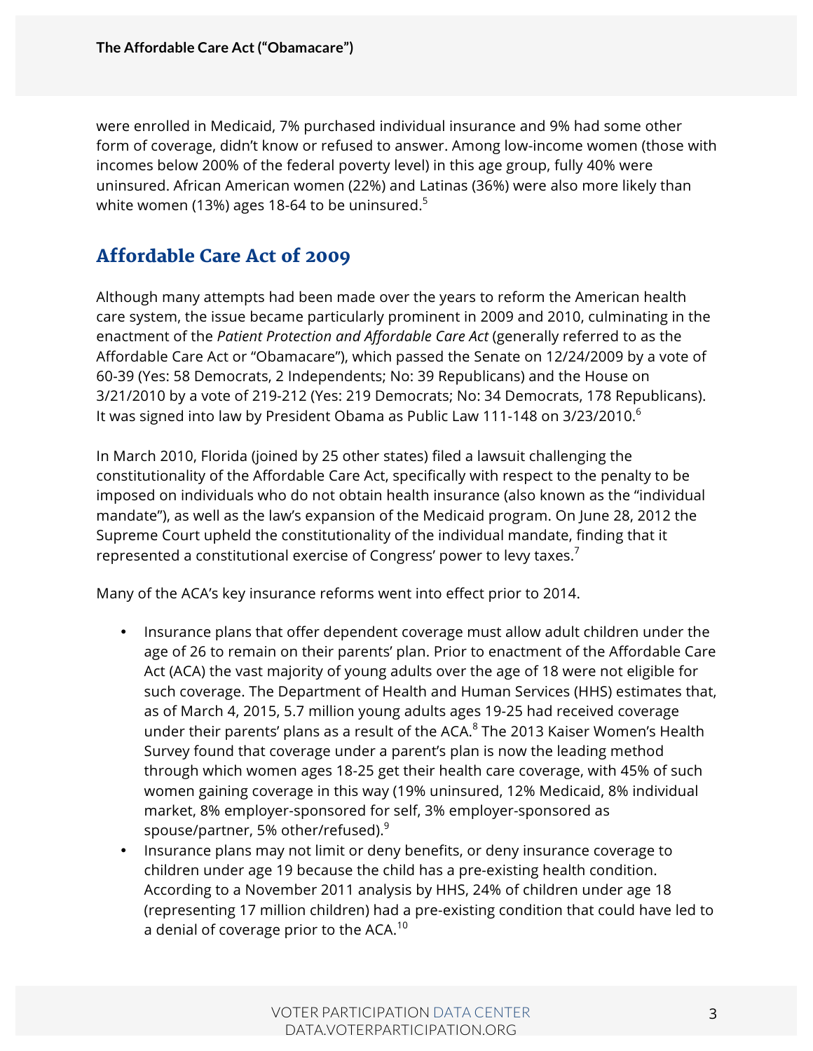were enrolled in Medicaid, 7% purchased individual insurance and 9% had some other form of coverage, didn't know or refused to answer. Among low-income women (those with incomes below 200% of the federal poverty level) in this age group, fully 40% were uninsured. African American women (22%) and Latinas (36%) were also more likely than white women (13%) ages 18-64 to be uninsured.[5]

## Affordable Care Act of 2009

Although many attempts had been made over the years to reform the American health care system, the issue became particularly prominent in 2009 and 2010, culminating in the enactment of the *Patient Protection and Affordable Care Act* (generally referred to as the Affordable Care Act or "Obamacare"), which passed the Senate on 12/24/2009 by a vote of 60-39 (Yes: 58 Democrats, 2 Independents; No: 39 Republicans) and the House on 3/21/2010 by a vote of 219-212 (Yes: 219 Democrats; No: 34 Democrats, 178 Republicans). It was signed into law by President Obama as Public Law 111-148 on 3/23/2010.[6]

In March 2010, Florida (joined by 25 other states) filed a lawsuit challenging the constitutionality of the Affordable Care Act, specifically with respect to the penalty to be imposed on individuals who do not obtain health insurance (also known as the "individual mandate"), as well as the law's expansion of the Medicaid program. On June 28, 2012 the Supreme Court upheld the constitutionality of the individual mandate, finding that it represented a constitutional exercise of Congress' power to levy taxes.[7]

Many of the ACA's key insurance reforms went into effect prior to 2014.

- Insurance plans that offer dependent coverage must allow adult children under the age of 26 to remain on their parents' plan. Prior to enactment of the Affordable Care Act (ACA) the vast majority of young adults over the age of 18 were not eligible for such coverage. The Department of Health and Human Services (HHS) estimates that, as of March 4, 2015, 5.7 million young adults ages 19-25 had received coverage under their parents' plans as a result of the ACA.[8] The 2013 Kaiser Women's Health Survey found that coverage under a parent's plan is now the leading method through which women ages 18-25 get their health care coverage, with 45% of such women gaining coverage in this way (19% uninsured, 12% Medicaid, 8% individual market, 8% employer-sponsored for self, 3% employer-sponsored as spouse/partner, 5% other/refused).[9]
- Insurance plans may not limit or deny benefits, or deny insurance coverage to children under age 19 because the child has a pre-existing health condition. According to a November 2011 analysis by HHS, 24% of children under age 18 (representing 17 million children) had a pre-existing condition that could have led to a denial of coverage prior to the ACA.[10]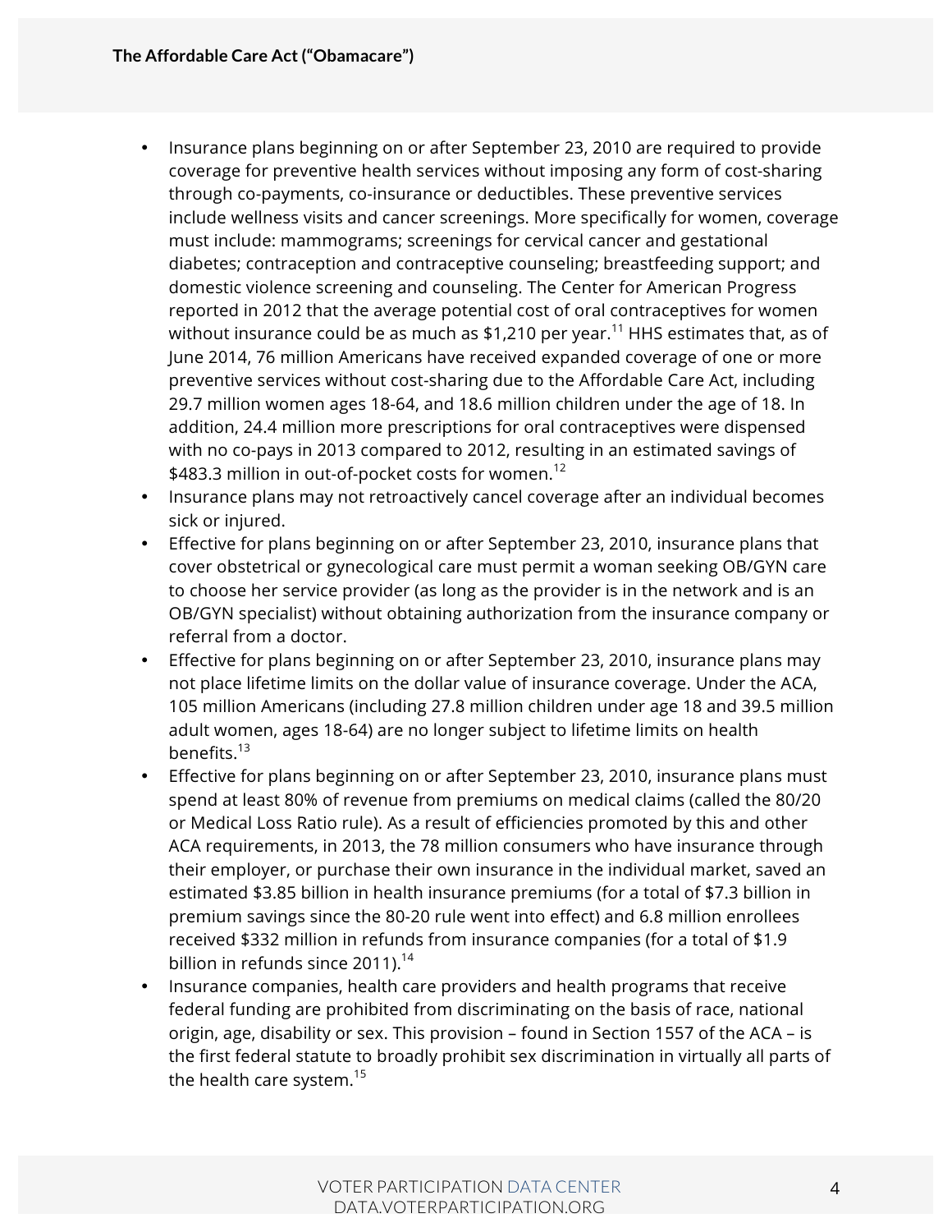- Insurance plans beginning on or after September 23, 2010 are required to provide coverage for preventive health services without imposing any form of cost-sharing through co-payments, co-insurance or deductibles. These preventive services include wellness visits and cancer screenings. More specifically for women, coverage must include: mammograms; screenings for cervical cancer and gestational diabetes; contraception and contraceptive counseling; breastfeeding support; and domestic violence screening and counseling. The Center for American Progress reported in 2012 that the average potential cost of oral contraceptives for women without insurance could be as much as $1,210 per year.[11] HHS estimates that, as of June 2014, 76 million Americans have received expanded coverage of one or more preventive services without cost-sharing due to the Affordable Care Act, including 29.7 million women ages 18-64, and 18.6 million children under the age of 18. In addition, 24.4 million more prescriptions for oral contraceptives were dispensed with no co-pays in 2013 compared to 2012, resulting in an estimated savings of $483.3 million in out-of-pocket costs for women.[12]
- Insurance plans may not retroactively cancel coverage after an individual becomes sick or injured.
- Effective for plans beginning on or after September 23, 2010, insurance plans that cover obstetrical or gynecological care must permit a woman seeking OB/GYN care to choose her service provider (as long as the provider is in the network and is an OB/GYN specialist) without obtaining authorization from the insurance company or referral from a doctor.
- Effective for plans beginning on or after September 23, 2010, insurance plans may not place lifetime limits on the dollar value of insurance coverage. Under the ACA, 105 million Americans (including 27.8 million children under age 18 and 39.5 million adult women, ages 18-64) are no longer subject to lifetime limits on health benefits.[13]
- Effective for plans beginning on or after September 23, 2010, insurance plans must spend at least 80% of revenue from premiums on medical claims (called the 80/20 or Medical Loss Ratio rule). As a result of efficiencies promoted by this and other ACA requirements, in 2013, the 78 million consumers who have insurance through their employer, or purchase their own insurance in the individual market, saved an estimated $3.85 billion in health insurance premiums (for a total of $7.3 billion in premium savings since the 80-20 rule went into effect) and 6.8 million enrollees received $332 million in refunds from insurance companies (for a total of $1.9 billion in refunds since 2011).[14]
- Insurance companies, health care providers and health programs that receive federal funding are prohibited from discriminating on the basis of race, national origin, age, disability or sex. This provision – found in Section 1557 of the ACA – is the first federal statute to broadly prohibit sex discrimination in virtually all parts of the health care system.[15]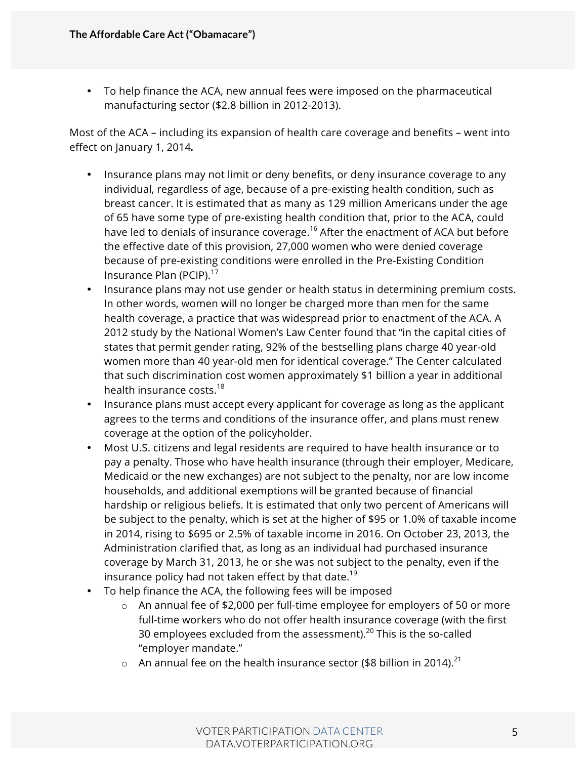- To help finance the ACA, new annual fees were imposed on the pharmaceutical manufacturing sector ($2.8 billion in 2012-2013).

Most of the ACA – including its expansion of health care coverage and benefits – went into effect on January 1, 2014*.*

- Insurance plans may not limit or deny benefits, or deny insurance coverage to any individual, regardless of age, because of a pre-existing health condition, such as breast cancer. It is estimated that as many as 129 million Americans under the age of 65 have some type of pre-existing health condition that, prior to the ACA, could have led to denials of insurance coverage.[16] After the enactment of ACA but before the effective date of this provision, 27,000 women who were denied coverage because of pre-existing conditions were enrolled in the Pre-Existing Condition Insurance Plan (PCIP).[17]
- Insurance plans may not use gender or health status in determining premium costs. In other words, women will no longer be charged more than men for the same health coverage, a practice that was widespread prior to enactment of the ACA. A 2012 study by the National Women's Law Center found that "in the capital cities of states that permit gender rating, 92% of the bestselling plans charge 40 year-old women more than 40 year-old men for identical coverage." The Center calculated that such discrimination cost women approximately $1 billion a year in additional health insurance costs.[18]
- Insurance plans must accept every applicant for coverage as long as the applicant agrees to the terms and conditions of the insurance offer, and plans must renew coverage at the option of the policyholder.
- Most U.S. citizens and legal residents are required to have health insurance or to pay a penalty. Those who have health insurance (through their employer, Medicare, Medicaid or the new exchanges) are not subject to the penalty, nor are low income households, and additional exemptions will be granted because of financial hardship or religious beliefs. It is estimated that only two percent of Americans will be subject to the penalty, which is set at the higher of $95 or 1.0% of taxable income in 2014, rising to $695 or 2.5% of taxable income in 2016. On October 23, 2013, the Administration clarified that, as long as an individual had purchased insurance coverage by March 31, 2013, he or she was not subject to the penalty, even if the insurance policy had not taken effect by that date.[19]
- To help finance the ACA, the following fees will be imposed
  - An annual fee of $2,000 per full-time employee for employers of 50 or more full-time workers who do not offer health insurance coverage (with the first 30 employees excluded from the assessment).[20] This is the so-called "employer mandate."
  - An annual fee on the health insurance sector ($8 billion in 2014).[21]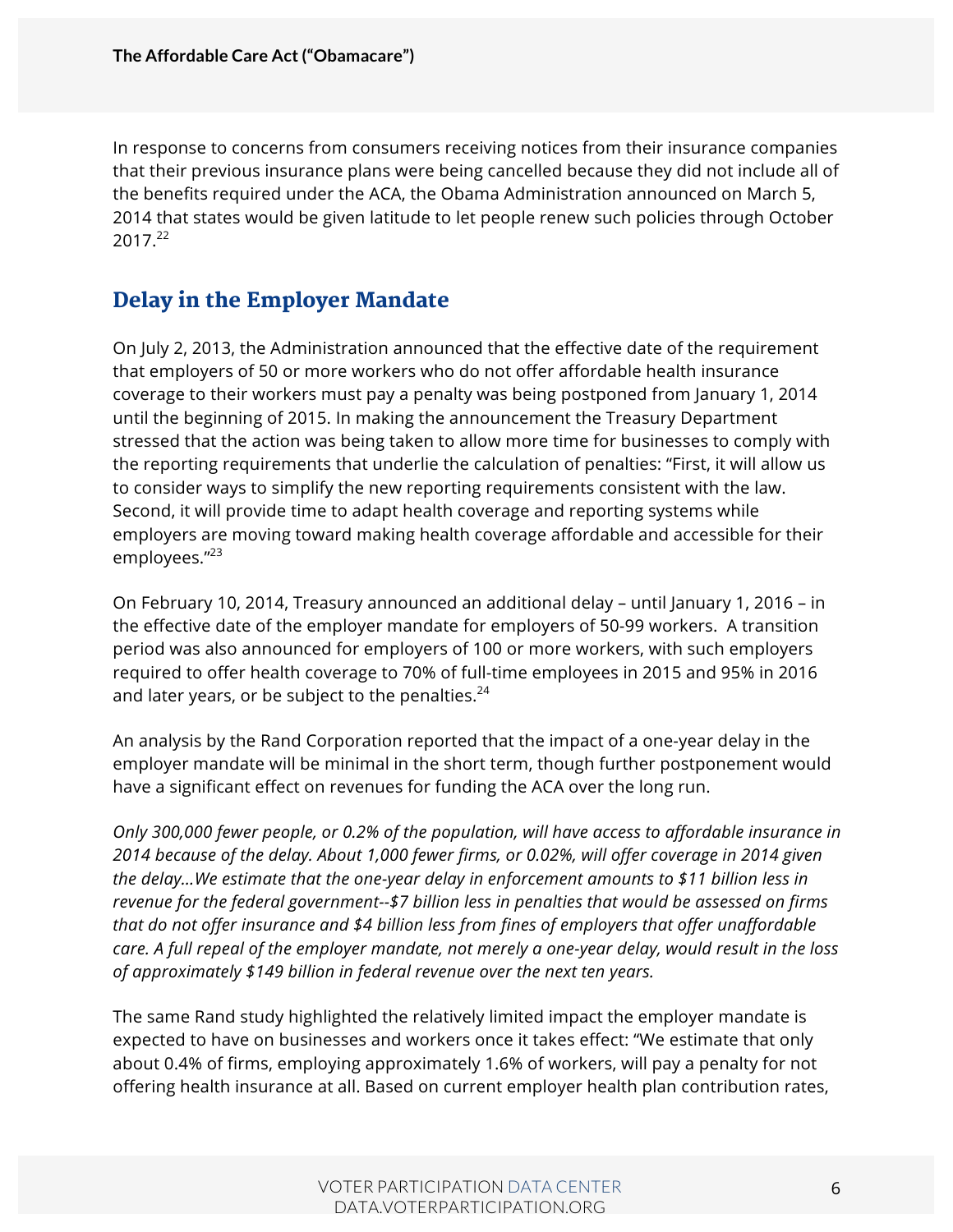In response to concerns from consumers receiving notices from their insurance companies that their previous insurance plans were being cancelled because they did not include all of the benefits required under the ACA, the Obama Administration announced on March 5, 2014 that states would be given latitude to let people renew such policies through October 2017.[22]

## Delay in the Employer Mandate

On July 2, 2013, the Administration announced that the effective date of the requirement that employers of 50 or more workers who do not offer affordable health insurance coverage to their workers must pay a penalty was being postponed from January 1, 2014 until the beginning of 2015. In making the announcement the Treasury Department stressed that the action was being taken to allow more time for businesses to comply with the reporting requirements that underlie the calculation of penalties: "First, it will allow us to consider ways to simplify the new reporting requirements consistent with the law. Second, it will provide time to adapt health coverage and reporting systems while employers are moving toward making health coverage affordable and accessible for their employees."[23]

On February 10, 2014, Treasury announced an additional delay – until January 1, 2016 – in the effective date of the employer mandate for employers of 50-99 workers. A transition period was also announced for employers of 100 or more workers, with such employers required to offer health coverage to 70% of full-time employees in 2015 and 95% in 2016 and later years, or be subject to the penalties.[24]

An analysis by the Rand Corporation reported that the impact of a one-year delay in the employer mandate will be minimal in the short term, though further postponement would have a significant effect on revenues for funding the ACA over the long run.

*Only 300,000 fewer people, or 0.2% of the population, will have access to affordable insurance in 2014 because of the delay. About 1,000 fewer firms, or 0.02%, will offer coverage in 2014 given the delay…We estimate that the one-year delay in enforcement amounts to $11 billion less in revenue for the federal government--$7 billion less in penalties that would be assessed on firms that do not offer insurance and $4 billion less from fines of employers that offer unaffordable care. A full repeal of the employer mandate, not merely a one-year delay, would result in the loss of approximately $149 billion in federal revenue over the next ten years.*

The same Rand study highlighted the relatively limited impact the employer mandate is expected to have on businesses and workers once it takes effect: "We estimate that only about 0.4% of firms, employing approximately 1.6% of workers, will pay a penalty for not offering health insurance at all. Based on current employer health plan contribution rates,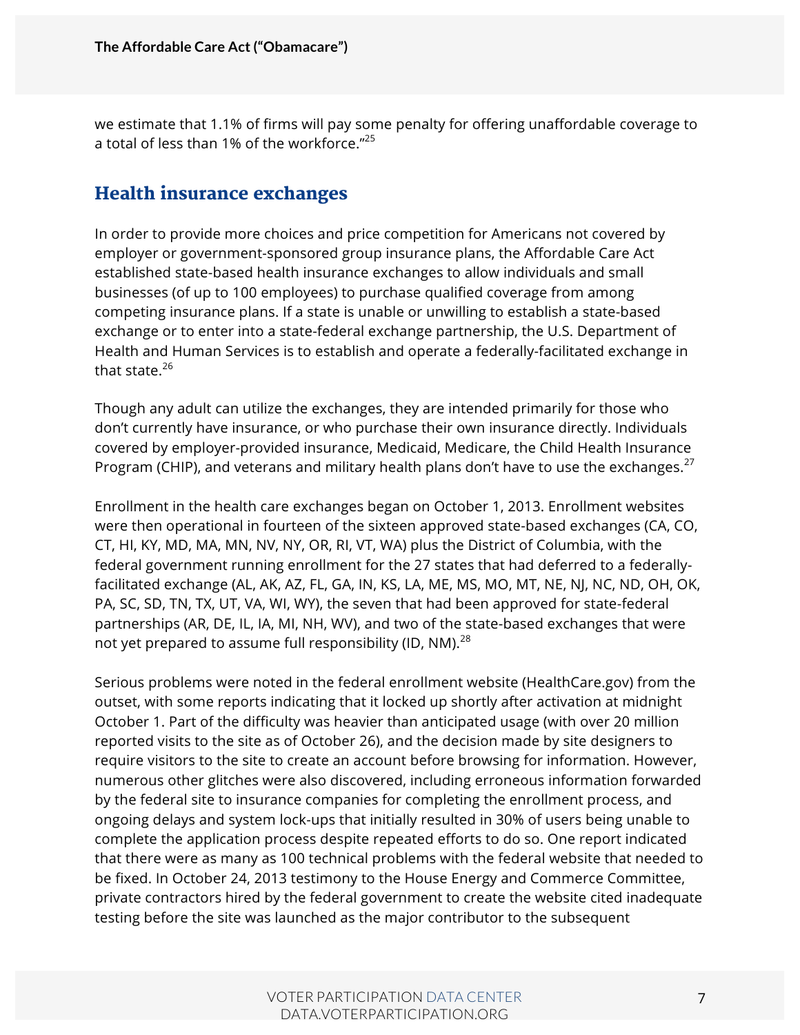we estimate that 1.1% of firms will pay some penalty for offering unaffordable coverage to a total of less than 1% of the workforce."[25]

## Health insurance exchanges

In order to provide more choices and price competition for Americans not covered by employer or government-sponsored group insurance plans, the Affordable Care Act established state-based health insurance exchanges to allow individuals and small businesses (of up to 100 employees) to purchase qualified coverage from among competing insurance plans. If a state is unable or unwilling to establish a state-based exchange or to enter into a state-federal exchange partnership, the U.S. Department of Health and Human Services is to establish and operate a federally-facilitated exchange in that state.[26]

Though any adult can utilize the exchanges, they are intended primarily for those who don't currently have insurance, or who purchase their own insurance directly. Individuals covered by employer-provided insurance, Medicaid, Medicare, the Child Health Insurance Program (CHIP), and veterans and military health plans don't have to use the exchanges.[27]

Enrollment in the health care exchanges began on October 1, 2013. Enrollment websites were then operational in fourteen of the sixteen approved state-based exchanges (CA, CO, CT, HI, KY, MD, MA, MN, NV, NY, OR, RI, VT, WA) plus the District of Columbia, with the federal government running enrollment for the 27 states that had deferred to a federally-facilitated exchange (AL, AK, AZ, FL, GA, IN, KS, LA, ME, MS, MO, MT, NE, NJ, NC, ND, OH, OK, PA, SC, SD, TN, TX, UT, VA, WI, WY), the seven that had been approved for state-federal partnerships (AR, DE, IL, IA, MI, NH, WV), and two of the state-based exchanges that were not yet prepared to assume full responsibility (ID, NM).[28]

Serious problems were noted in the federal enrollment website (HealthCare.gov) from the outset, with some reports indicating that it locked up shortly after activation at midnight October 1. Part of the difficulty was heavier than anticipated usage (with over 20 million reported visits to the site as of October 26), and the decision made by site designers to require visitors to the site to create an account before browsing for information. However, numerous other glitches were also discovered, including erroneous information forwarded by the federal site to insurance companies for completing the enrollment process, and ongoing delays and system lock-ups that initially resulted in 30% of users being unable to complete the application process despite repeated efforts to do so. One report indicated that there were as many as 100 technical problems with the federal website that needed to be fixed. In October 24, 2013 testimony to the House Energy and Commerce Committee, private contractors hired by the federal government to create the website cited inadequate testing before the site was launched as the major contributor to the subsequent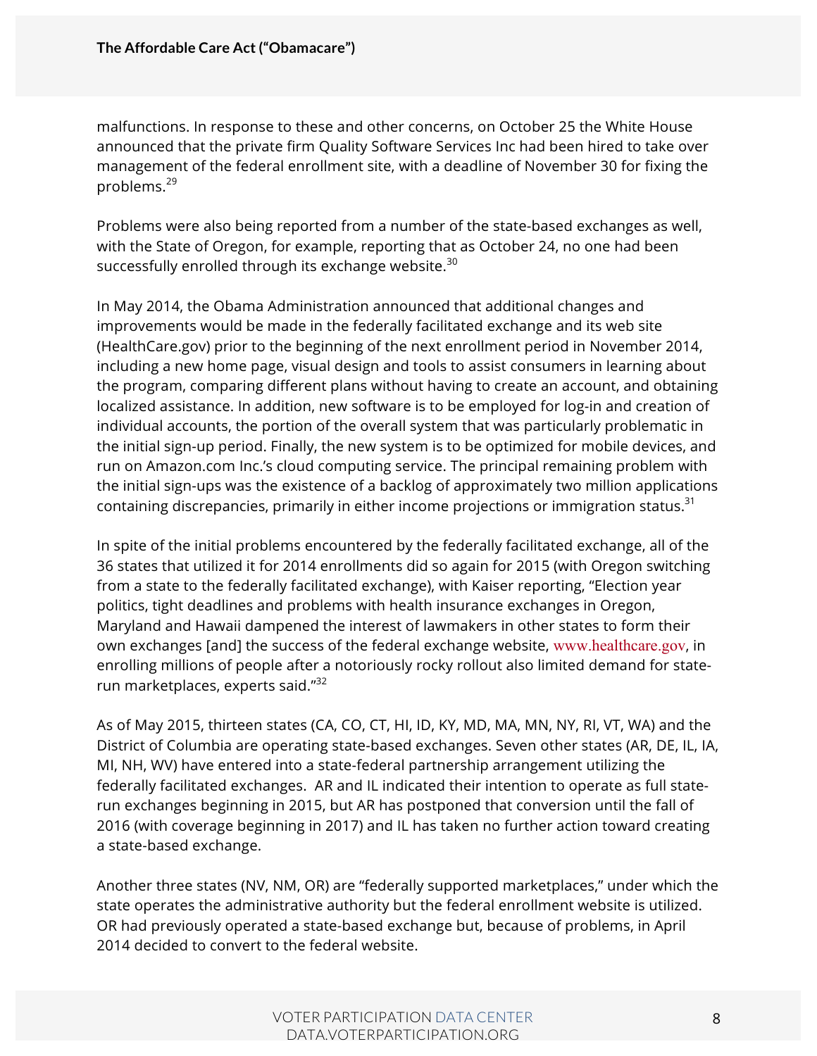malfunctions. In response to these and other concerns, on October 25 the White House announced that the private firm Quality Software Services Inc had been hired to take over management of the federal enrollment site, with a deadline of November 30 for fixing the problems.[29]

Problems were also being reported from a number of the state-based exchanges as well, with the State of Oregon, for example, reporting that as October 24, no one had been successfully enrolled through its exchange website.[30]

In May 2014, the Obama Administration announced that additional changes and improvements would be made in the federally facilitated exchange and its web site (HealthCare.gov) prior to the beginning of the next enrollment period in November 2014, including a new home page, visual design and tools to assist consumers in learning about the program, comparing different plans without having to create an account, and obtaining localized assistance. In addition, new software is to be employed for log-in and creation of individual accounts, the portion of the overall system that was particularly problematic in the initial sign-up period. Finally, the new system is to be optimized for mobile devices, and run on Amazon.com Inc.'s cloud computing service. The principal remaining problem with the initial sign-ups was the existence of a backlog of approximately two million applications containing discrepancies, primarily in either income projections or immigration status.[31]

In spite of the initial problems encountered by the federally facilitated exchange, all of the 36 states that utilized it for 2014 enrollments did so again for 2015 (with Oregon switching from a state to the federally facilitated exchange), with Kaiser reporting, "Election year politics, tight deadlines and problems with health insurance exchanges in Oregon, Maryland and Hawaii dampened the interest of lawmakers in other states to form their own exchanges [and] the success of the federal exchange website, www.healthcare.gov, in enrolling millions of people after a notoriously rocky rollout also limited demand for state-run marketplaces, experts said."[32]

As of May 2015, thirteen states (CA, CO, CT, HI, ID, KY, MD, MA, MN, NY, RI, VT, WA) and the District of Columbia are operating state-based exchanges. Seven other states (AR, DE, IL, IA, MI, NH, WV) have entered into a state-federal partnership arrangement utilizing the federally facilitated exchanges. AR and IL indicated their intention to operate as full state-run exchanges beginning in 2015, but AR has postponed that conversion until the fall of 2016 (with coverage beginning in 2017) and IL has taken no further action toward creating a state-based exchange.

Another three states (NV, NM, OR) are "federally supported marketplaces," under which the state operates the administrative authority but the federal enrollment website is utilized. OR had previously operated a state-based exchange but, because of problems, in April 2014 decided to convert to the federal website.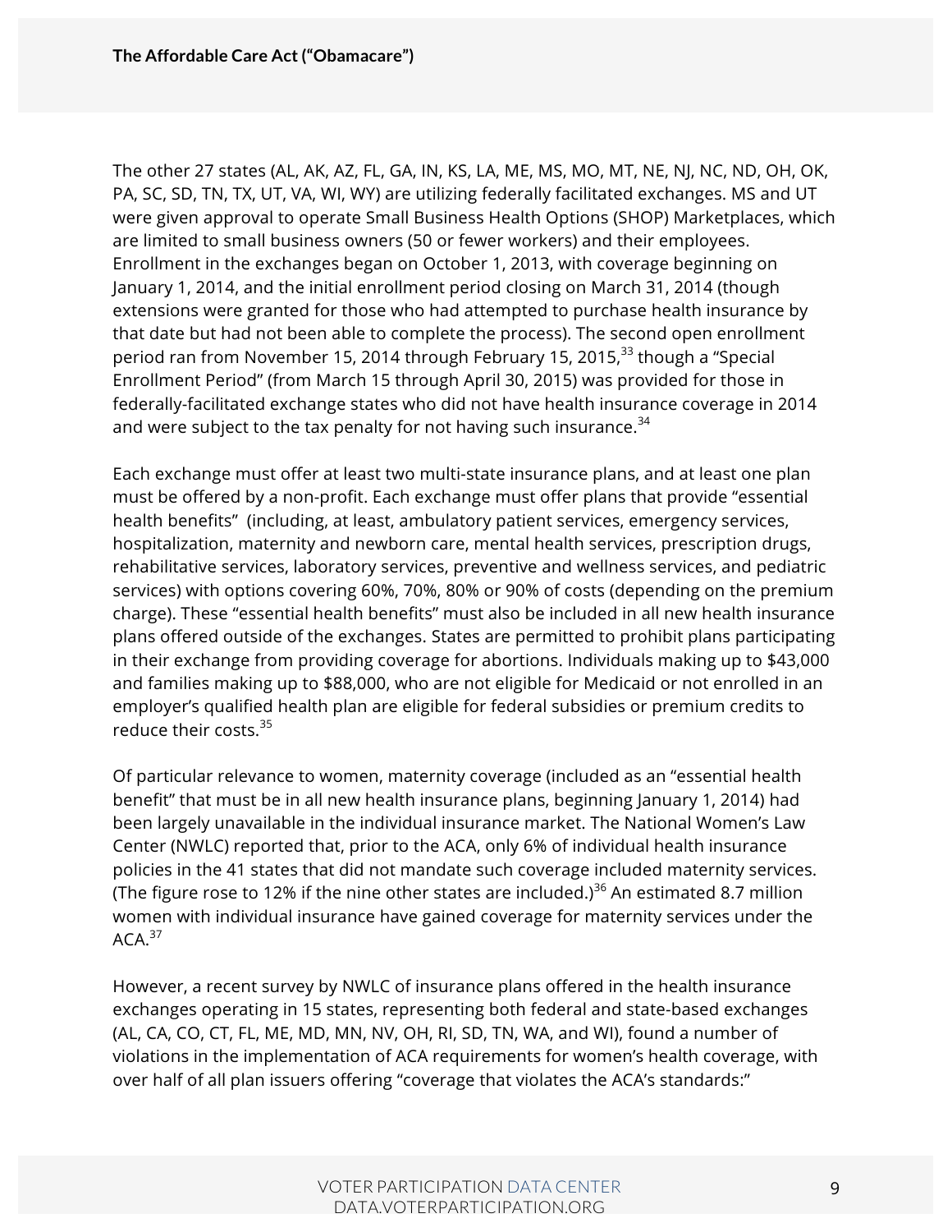The other 27 states (AL, AK, AZ, FL, GA, IN, KS, LA, ME, MS, MO, MT, NE, NJ, NC, ND, OH, OK, PA, SC, SD, TN, TX, UT, VA, WI, WY) are utilizing federally facilitated exchanges. MS and UT were given approval to operate Small Business Health Options (SHOP) Marketplaces, which are limited to small business owners (50 or fewer workers) and their employees. Enrollment in the exchanges began on October 1, 2013, with coverage beginning on January 1, 2014, and the initial enrollment period closing on March 31, 2014 (though extensions were granted for those who had attempted to purchase health insurance by that date but had not been able to complete the process). The second open enrollment period ran from November 15, 2014 through February 15, 2015,[33] though a "Special Enrollment Period" (from March 15 through April 30, 2015) was provided for those in federally-facilitated exchange states who did not have health insurance coverage in 2014 and were subject to the tax penalty for not having such insurance.[34]

Each exchange must offer at least two multi-state insurance plans, and at least one plan must be offered by a non-profit. Each exchange must offer plans that provide "essential health benefits" (including, at least, ambulatory patient services, emergency services, hospitalization, maternity and newborn care, mental health services, prescription drugs, rehabilitative services, laboratory services, preventive and wellness services, and pediatric services) with options covering 60%, 70%, 80% or 90% of costs (depending on the premium charge). These "essential health benefits" must also be included in all new health insurance plans offered outside of the exchanges. States are permitted to prohibit plans participating in their exchange from providing coverage for abortions. Individuals making up to $43,000 and families making up to $88,000, who are not eligible for Medicaid or not enrolled in an employer's qualified health plan are eligible for federal subsidies or premium credits to reduce their costs.[35]

Of particular relevance to women, maternity coverage (included as an "essential health benefit" that must be in all new health insurance plans, beginning January 1, 2014) had been largely unavailable in the individual insurance market. The National Women's Law Center (NWLC) reported that, prior to the ACA, only 6% of individual health insurance policies in the 41 states that did not mandate such coverage included maternity services. (The figure rose to 12% if the nine other states are included.)[36] An estimated 8.7 million women with individual insurance have gained coverage for maternity services under the ACA.[37]

However, a recent survey by NWLC of insurance plans offered in the health insurance exchanges operating in 15 states, representing both federal and state-based exchanges (AL, CA, CO, CT, FL, ME, MD, MN, NV, OH, RI, SD, TN, WA, and WI), found a number of violations in the implementation of ACA requirements for women's health coverage, with over half of all plan issuers offering "coverage that violates the ACA's standards:"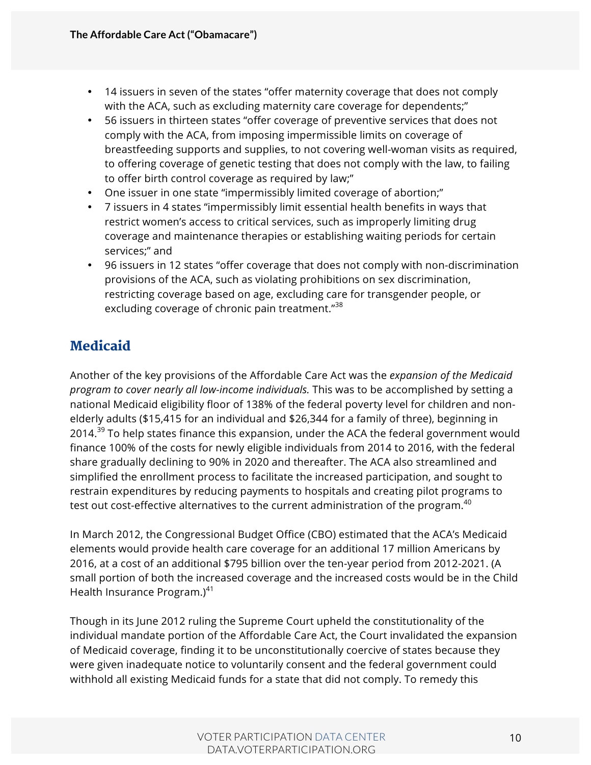- 14 issuers in seven of the states "offer maternity coverage that does not comply with the ACA, such as excluding maternity care coverage for dependents;"
- 56 issuers in thirteen states "offer coverage of preventive services that does not comply with the ACA, from imposing impermissible limits on coverage of breastfeeding supports and supplies, to not covering well-woman visits as required, to offering coverage of genetic testing that does not comply with the law, to failing to offer birth control coverage as required by law;"
- One issuer in one state "impermissibly limited coverage of abortion;"
- 7 issuers in 4 states "impermissibly limit essential health benefits in ways that restrict women's access to critical services, such as improperly limiting drug coverage and maintenance therapies or establishing waiting periods for certain services;" and
- 96 issuers in 12 states "offer coverage that does not comply with non-discrimination provisions of the ACA, such as violating prohibitions on sex discrimination, restricting coverage based on age, excluding care for transgender people, or excluding coverage of chronic pain treatment."[38]

## Medicaid

Another of the key provisions of the Affordable Care Act was the *expansion of the Medicaid program to cover nearly all low-income individuals.* This was to be accomplished by setting a national Medicaid eligibility floor of 138% of the federal poverty level for children and non-elderly adults ($15,415 for an individual and $26,344 for a family of three), beginning in 2014.[39] To help states finance this expansion, under the ACA the federal government would finance 100% of the costs for newly eligible individuals from 2014 to 2016, with the federal share gradually declining to 90% in 2020 and thereafter. The ACA also streamlined and simplified the enrollment process to facilitate the increased participation, and sought to restrain expenditures by reducing payments to hospitals and creating pilot programs to test out cost-effective alternatives to the current administration of the program.[40]

In March 2012, the Congressional Budget Office (CBO) estimated that the ACA's Medicaid elements would provide health care coverage for an additional 17 million Americans by 2016, at a cost of an additional $795 billion over the ten-year period from 2012-2021. (A small portion of both the increased coverage and the increased costs would be in the Child Health Insurance Program.)[41]

Though in its June 2012 ruling the Supreme Court upheld the constitutionality of the individual mandate portion of the Affordable Care Act, the Court invalidated the expansion of Medicaid coverage, finding it to be unconstitutionally coercive of states because they were given inadequate notice to voluntarily consent and the federal government could withhold all existing Medicaid funds for a state that did not comply. To remedy this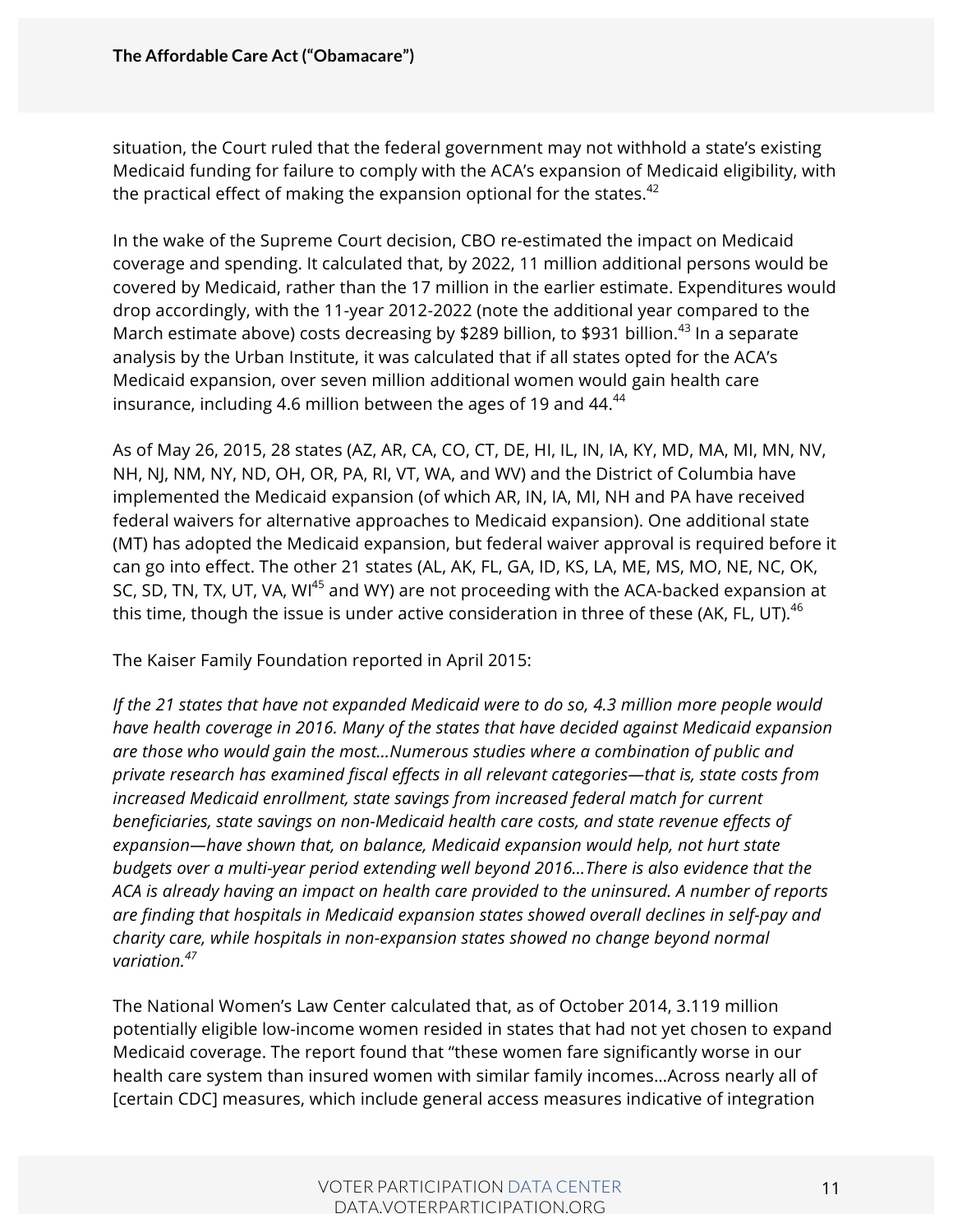situation, the Court ruled that the federal government may not withhold a state's existing Medicaid funding for failure to comply with the ACA's expansion of Medicaid eligibility, with the practical effect of making the expansion optional for the states.[42]

In the wake of the Supreme Court decision, CBO re-estimated the impact on Medicaid coverage and spending. It calculated that, by 2022, 11 million additional persons would be covered by Medicaid, rather than the 17 million in the earlier estimate. Expenditures would drop accordingly, with the 11-year 2012-2022 (note the additional year compared to the March estimate above) costs decreasing by $289 billion, to $931 billion.[43] In a separate analysis by the Urban Institute, it was calculated that if all states opted for the ACA's Medicaid expansion, over seven million additional women would gain health care insurance, including 4.6 million between the ages of 19 and 44.[44]

As of May 26, 2015, 28 states (AZ, AR, CA, CO, CT, DE, HI, IL, IN, IA, KY, MD, MA, MI, MN, NV, NH, NJ, NM, NY, ND, OH, OR, PA, RI, VT, WA, and WV) and the District of Columbia have implemented the Medicaid expansion (of which AR, IN, IA, MI, NH and PA have received federal waivers for alternative approaches to Medicaid expansion). One additional state (MT) has adopted the Medicaid expansion, but federal waiver approval is required before it can go into effect. The other 21 states (AL, AK, FL, GA, ID, KS, LA, ME, MS, MO, NE, NC, OK, SC, SD, TN, TX, UT, VA, WI[45] and WY) are not proceeding with the ACA-backed expansion at this time, though the issue is under active consideration in three of these (AK, FL, UT).[46]

The Kaiser Family Foundation reported in April 2015:

*If the 21 states that have not expanded Medicaid were to do so, 4.3 million more people would have health coverage in 2016. Many of the states that have decided against Medicaid expansion are those who would gain the most…Numerous studies where a combination of public and private research has examined fiscal effects in all relevant categories—that is, state costs from increased Medicaid enrollment, state savings from increased federal match for current beneficiaries, state savings on non-Medicaid health care costs, and state revenue effects of expansion—have shown that, on balance, Medicaid expansion would help, not hurt state budgets over a multi-year period extending well beyond 2016…There is also evidence that the ACA is already having an impact on health care provided to the uninsured. A number of reports are finding that hospitals in Medicaid expansion states showed overall declines in self-pay and charity care, while hospitals in non-expansion states showed no change beyond normal variation.*[47]

The National Women's Law Center calculated that, as of October 2014, 3.119 million potentially eligible low-income women resided in states that had not yet chosen to expand Medicaid coverage. The report found that "these women fare significantly worse in our health care system than insured women with similar family incomes…Across nearly all of [certain CDC] measures, which include general access measures indicative of integration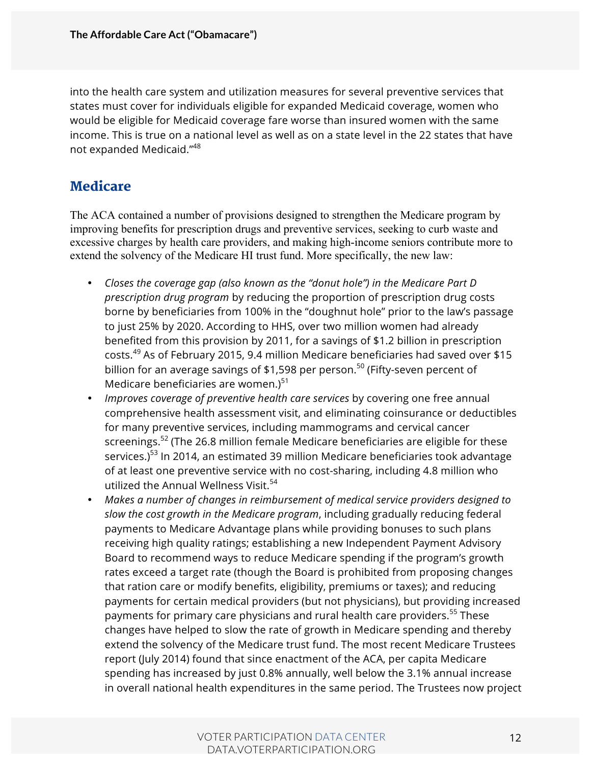into the health care system and utilization measures for several preventive services that states must cover for individuals eligible for expanded Medicaid coverage, women who would be eligible for Medicaid coverage fare worse than insured women with the same income. This is true on a national level as well as on a state level in the 22 states that have not expanded Medicaid."[48]

## Medicare

The ACA contained a number of provisions designed to strengthen the Medicare program by improving benefits for prescription drugs and preventive services, seeking to curb waste and excessive charges by health care providers, and making high-income seniors contribute more to extend the solvency of the Medicare HI trust fund. More specifically, the new law:

- *Closes the coverage gap (also known as the "donut hole") in the Medicare Part D prescription drug program* by reducing the proportion of prescription drug costs borne by beneficiaries from 100% in the "doughnut hole" prior to the law's passage to just 25% by 2020. According to HHS, over two million women had already benefited from this provision by 2011, for a savings of $1.2 billion in prescription costs.[49] As of February 2015, 9.4 million Medicare beneficiaries had saved over $15 billion for an average savings of $1,598 per person.[50] (Fifty-seven percent of Medicare beneficiaries are women.)[51]
- *Improves coverage of preventive health care services* by covering one free annual comprehensive health assessment visit, and eliminating coinsurance or deductibles for many preventive services, including mammograms and cervical cancer screenings.[52] (The 26.8 million female Medicare beneficiaries are eligible for these services.)[53] In 2014, an estimated 39 million Medicare beneficiaries took advantage of at least one preventive service with no cost-sharing, including 4.8 million who utilized the Annual Wellness Visit.[54]
- *Makes a number of changes in reimbursement of medical service providers designed to slow the cost growth in the Medicare program*, including gradually reducing federal payments to Medicare Advantage plans while providing bonuses to such plans receiving high quality ratings; establishing a new Independent Payment Advisory Board to recommend ways to reduce Medicare spending if the program's growth rates exceed a target rate (though the Board is prohibited from proposing changes that ration care or modify benefits, eligibility, premiums or taxes); and reducing payments for certain medical providers (but not physicians), but providing increased payments for primary care physicians and rural health care providers.[55] These changes have helped to slow the rate of growth in Medicare spending and thereby extend the solvency of the Medicare trust fund. The most recent Medicare Trustees report (July 2014) found that since enactment of the ACA, per capita Medicare spending has increased by just 0.8% annually, well below the 3.1% annual increase in overall national health expenditures in the same period. The Trustees now project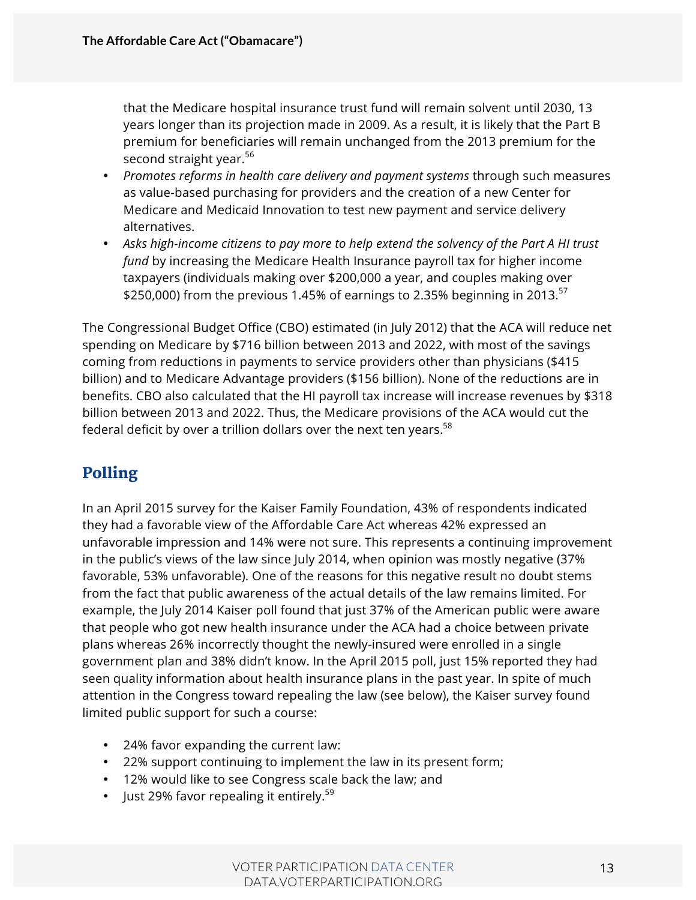that the Medicare hospital insurance trust fund will remain solvent until 2030, 13 years longer than its projection made in 2009. As a result, it is likely that the Part B premium for beneficiaries will remain unchanged from the 2013 premium for the second straight year.[56]

- *Promotes reforms in health care delivery and payment systems* through such measures as value-based purchasing for providers and the creation of a new Center for Medicare and Medicaid Innovation to test new payment and service delivery alternatives.
- *Asks high-income citizens to pay more to help extend the solvency of the Part A HI trust fund* by increasing the Medicare Health Insurance payroll tax for higher income taxpayers (individuals making over $200,000 a year, and couples making over $250,000) from the previous 1.45% of earnings to 2.35% beginning in 2013.[57]

The Congressional Budget Office (CBO) estimated (in July 2012) that the ACA will reduce net spending on Medicare by $716 billion between 2013 and 2022, with most of the savings coming from reductions in payments to service providers other than physicians ($415 billion) and to Medicare Advantage providers ($156 billion). None of the reductions are in benefits. CBO also calculated that the HI payroll tax increase will increase revenues by $318 billion between 2013 and 2022. Thus, the Medicare provisions of the ACA would cut the federal deficit by over a trillion dollars over the next ten years.[58]

## Polling

In an April 2015 survey for the Kaiser Family Foundation, 43% of respondents indicated they had a favorable view of the Affordable Care Act whereas 42% expressed an unfavorable impression and 14% were not sure. This represents a continuing improvement in the public's views of the law since July 2014, when opinion was mostly negative (37% favorable, 53% unfavorable). One of the reasons for this negative result no doubt stems from the fact that public awareness of the actual details of the law remains limited. For example, the July 2014 Kaiser poll found that just 37% of the American public were aware that people who got new health insurance under the ACA had a choice between private plans whereas 26% incorrectly thought the newly-insured were enrolled in a single government plan and 38% didn't know. In the April 2015 poll, just 15% reported they had seen quality information about health insurance plans in the past year. In spite of much attention in the Congress toward repealing the law (see below), the Kaiser survey found limited public support for such a course:

- 24% favor expanding the current law:
- 22% support continuing to implement the law in its present form;
- 12% would like to see Congress scale back the law; and
- Just 29% favor repealing it entirely.[59]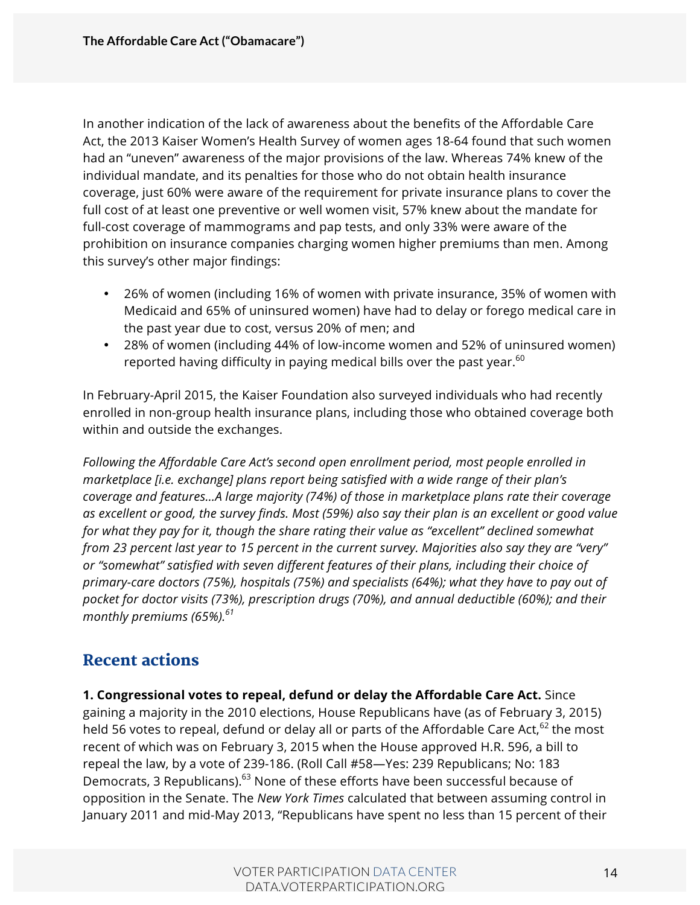In another indication of the lack of awareness about the benefits of the Affordable Care Act, the 2013 Kaiser Women's Health Survey of women ages 18-64 found that such women had an "uneven" awareness of the major provisions of the law. Whereas 74% knew of the individual mandate, and its penalties for those who do not obtain health insurance coverage, just 60% were aware of the requirement for private insurance plans to cover the full cost of at least one preventive or well women visit, 57% knew about the mandate for full-cost coverage of mammograms and pap tests, and only 33% were aware of the prohibition on insurance companies charging women higher premiums than men. Among this survey's other major findings:

- 26% of women (including 16% of women with private insurance, 35% of women with Medicaid and 65% of uninsured women) have had to delay or forego medical care in the past year due to cost, versus 20% of men; and
- 28% of women (including 44% of low-income women and 52% of uninsured women) reported having difficulty in paying medical bills over the past year.[60]

In February-April 2015, the Kaiser Foundation also surveyed individuals who had recently enrolled in non-group health insurance plans, including those who obtained coverage both within and outside the exchanges.

*Following the Affordable Care Act's second open enrollment period, most people enrolled in marketplace [i.e. exchange] plans report being satisfied with a wide range of their plan's coverage and features…A large majority (74%) of those in marketplace plans rate their coverage as excellent or good, the survey finds. Most (59%) also say their plan is an excellent or good value for what they pay for it, though the share rating their value as "excellent" declined somewhat from 23 percent last year to 15 percent in the current survey. Majorities also say they are "very" or "somewhat" satisfied with seven different features of their plans, including their choice of primary-care doctors (75%), hospitals (75%) and specialists (64%); what they have to pay out of pocket for doctor visits (73%), prescription drugs (70%), and annual deductible (60%); and their monthly premiums (65%).*[61]

## Recent actions

**1. Congressional votes to repeal, defund or delay the Affordable Care Act.** Since gaining a majority in the 2010 elections, House Republicans have (as of February 3, 2015) held 56 votes to repeal, defund or delay all or parts of the Affordable Care Act,[62] the most recent of which was on February 3, 2015 when the House approved H.R. 596, a bill to repeal the law, by a vote of 239-186. (Roll Call #58—Yes: 239 Republicans; No: 183 Democrats, 3 Republicans).[63] None of these efforts have been successful because of opposition in the Senate. The *New York Times* calculated that between assuming control in January 2011 and mid-May 2013, "Republicans have spent no less than 15 percent of their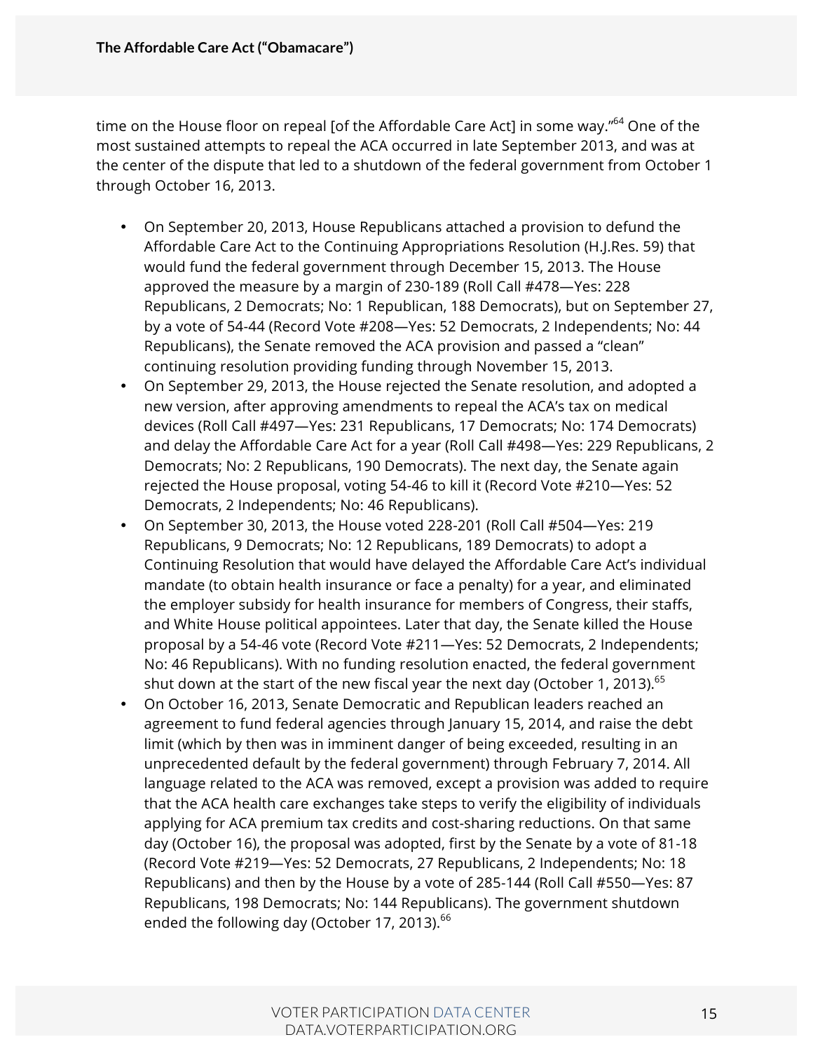time on the House floor on repeal [of the Affordable Care Act] in some way."[64] One of the most sustained attempts to repeal the ACA occurred in late September 2013, and was at the center of the dispute that led to a shutdown of the federal government from October 1 through October 16, 2013.

- On September 20, 2013, House Republicans attached a provision to defund the Affordable Care Act to the Continuing Appropriations Resolution (H.J.Res. 59) that would fund the federal government through December 15, 2013. The House approved the measure by a margin of 230-189 (Roll Call #478—Yes: 228 Republicans, 2 Democrats; No: 1 Republican, 188 Democrats), but on September 27, by a vote of 54-44 (Record Vote #208—Yes: 52 Democrats, 2 Independents; No: 44 Republicans), the Senate removed the ACA provision and passed a "clean" continuing resolution providing funding through November 15, 2013.
- On September 29, 2013, the House rejected the Senate resolution, and adopted a new version, after approving amendments to repeal the ACA's tax on medical devices (Roll Call #497—Yes: 231 Republicans, 17 Democrats; No: 174 Democrats) and delay the Affordable Care Act for a year (Roll Call #498—Yes: 229 Republicans, 2 Democrats; No: 2 Republicans, 190 Democrats). The next day, the Senate again rejected the House proposal, voting 54-46 to kill it (Record Vote #210—Yes: 52 Democrats, 2 Independents; No: 46 Republicans).
- On September 30, 2013, the House voted 228-201 (Roll Call #504—Yes: 219 Republicans, 9 Democrats; No: 12 Republicans, 189 Democrats) to adopt a Continuing Resolution that would have delayed the Affordable Care Act's individual mandate (to obtain health insurance or face a penalty) for a year, and eliminated the employer subsidy for health insurance for members of Congress, their staffs, and White House political appointees. Later that day, the Senate killed the House proposal by a 54-46 vote (Record Vote #211—Yes: 52 Democrats, 2 Independents; No: 46 Republicans). With no funding resolution enacted, the federal government shut down at the start of the new fiscal year the next day (October 1, 2013).[65]
- On October 16, 2013, Senate Democratic and Republican leaders reached an agreement to fund federal agencies through January 15, 2014, and raise the debt limit (which by then was in imminent danger of being exceeded, resulting in an unprecedented default by the federal government) through February 7, 2014. All language related to the ACA was removed, except a provision was added to require that the ACA health care exchanges take steps to verify the eligibility of individuals applying for ACA premium tax credits and cost-sharing reductions. On that same day (October 16), the proposal was adopted, first by the Senate by a vote of 81-18 (Record Vote #219—Yes: 52 Democrats, 27 Republicans, 2 Independents; No: 18 Republicans) and then by the House by a vote of 285-144 (Roll Call #550—Yes: 87 Republicans, 198 Democrats; No: 144 Republicans). The government shutdown ended the following day (October 17, 2013).[66]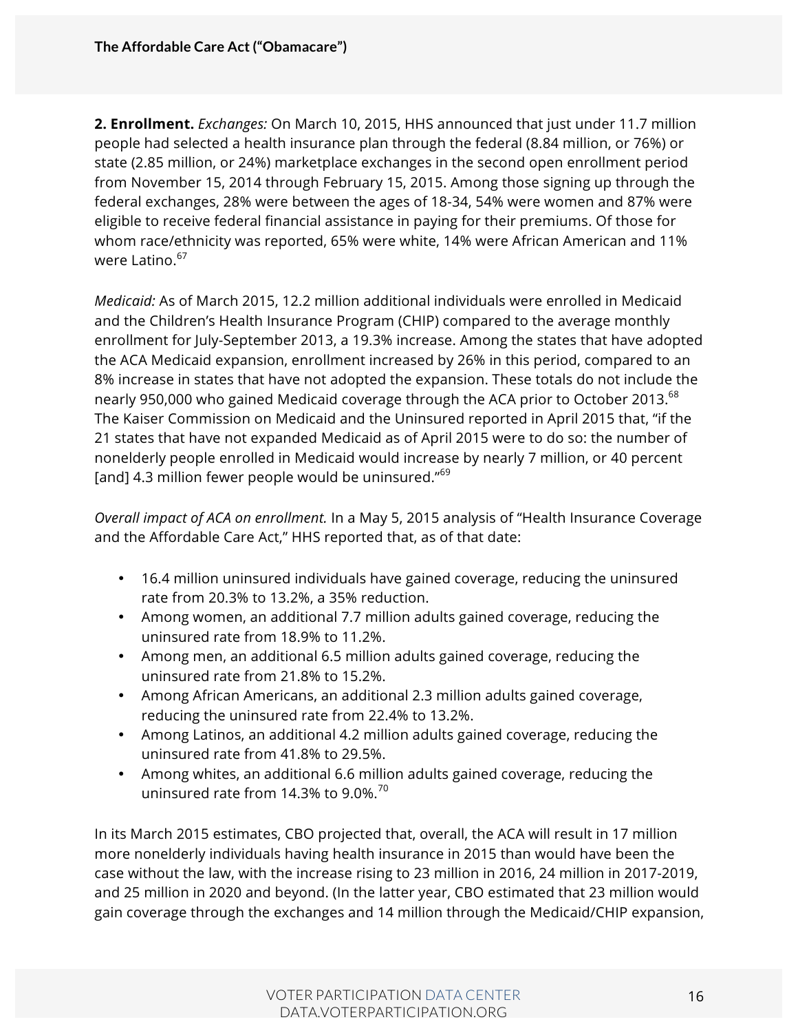**2. Enrollment.** *Exchanges:* On March 10, 2015, HHS announced that just under 11.7 million people had selected a health insurance plan through the federal (8.84 million, or 76%) or state (2.85 million, or 24%) marketplace exchanges in the second open enrollment period from November 15, 2014 through February 15, 2015. Among those signing up through the federal exchanges, 28% were between the ages of 18-34, 54% were women and 87% were eligible to receive federal financial assistance in paying for their premiums. Of those for whom race/ethnicity was reported, 65% were white, 14% were African American and 11% were Latino.[67]

*Medicaid:* As of March 2015, 12.2 million additional individuals were enrolled in Medicaid and the Children's Health Insurance Program (CHIP) compared to the average monthly enrollment for July-September 2013, a 19.3% increase. Among the states that have adopted the ACA Medicaid expansion, enrollment increased by 26% in this period, compared to an 8% increase in states that have not adopted the expansion. These totals do not include the nearly 950,000 who gained Medicaid coverage through the ACA prior to October 2013.[68] The Kaiser Commission on Medicaid and the Uninsured reported in April 2015 that, "if the 21 states that have not expanded Medicaid as of April 2015 were to do so: the number of nonelderly people enrolled in Medicaid would increase by nearly 7 million, or 40 percent [and] 4.3 million fewer people would be uninsured."[69]

*Overall impact of ACA on enrollment.* In a May 5, 2015 analysis of "Health Insurance Coverage and the Affordable Care Act," HHS reported that, as of that date:

- 16.4 million uninsured individuals have gained coverage, reducing the uninsured rate from 20.3% to 13.2%, a 35% reduction.
- Among women, an additional 7.7 million adults gained coverage, reducing the uninsured rate from 18.9% to 11.2%.
- Among men, an additional 6.5 million adults gained coverage, reducing the uninsured rate from 21.8% to 15.2%.
- Among African Americans, an additional 2.3 million adults gained coverage, reducing the uninsured rate from 22.4% to 13.2%.
- Among Latinos, an additional 4.2 million adults gained coverage, reducing the uninsured rate from 41.8% to 29.5%.
- Among whites, an additional 6.6 million adults gained coverage, reducing the uninsured rate from 14.3% to 9.0%.[70]

In its March 2015 estimates, CBO projected that, overall, the ACA will result in 17 million more nonelderly individuals having health insurance in 2015 than would have been the case without the law, with the increase rising to 23 million in 2016, 24 million in 2017-2019, and 25 million in 2020 and beyond. (In the latter year, CBO estimated that 23 million would gain coverage through the exchanges and 14 million through the Medicaid/CHIP expansion,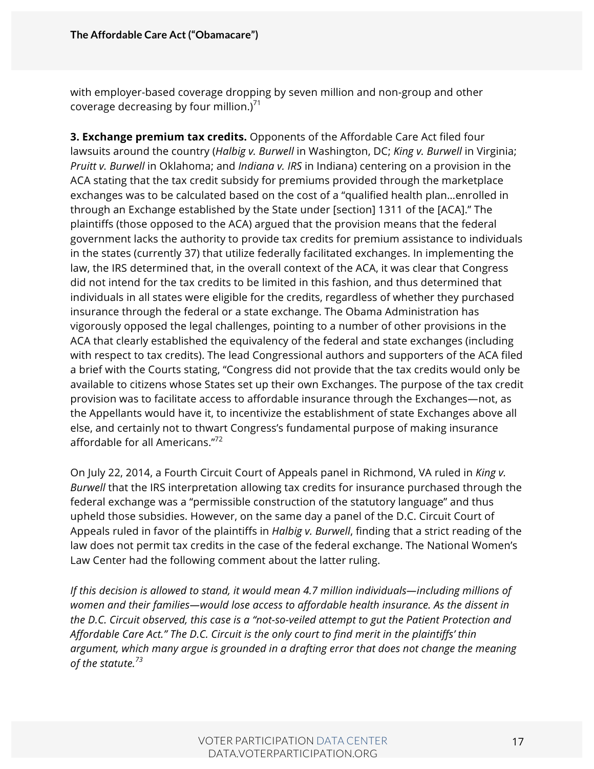with employer-based coverage dropping by seven million and non-group and other coverage decreasing by four million.)[71]

**3. Exchange premium tax credits.** Opponents of the Affordable Care Act filed four lawsuits around the country (*Halbig v. Burwell* in Washington, DC; *King v. Burwell* in Virginia; *Pruitt v. Burwell* in Oklahoma; and *Indiana v. IRS* in Indiana) centering on a provision in the ACA stating that the tax credit subsidy for premiums provided through the marketplace exchanges was to be calculated based on the cost of a "qualified health plan…enrolled in through an Exchange established by the State under [section] 1311 of the [ACA]." The plaintiffs (those opposed to the ACA) argued that the provision means that the federal government lacks the authority to provide tax credits for premium assistance to individuals in the states (currently 37) that utilize federally facilitated exchanges. In implementing the law, the IRS determined that, in the overall context of the ACA, it was clear that Congress did not intend for the tax credits to be limited in this fashion, and thus determined that individuals in all states were eligible for the credits, regardless of whether they purchased insurance through the federal or a state exchange. The Obama Administration has vigorously opposed the legal challenges, pointing to a number of other provisions in the ACA that clearly established the equivalency of the federal and state exchanges (including with respect to tax credits). The lead Congressional authors and supporters of the ACA filed a brief with the Courts stating, "Congress did not provide that the tax credits would only be available to citizens whose States set up their own Exchanges. The purpose of the tax credit provision was to facilitate access to affordable insurance through the Exchanges—not, as the Appellants would have it, to incentivize the establishment of state Exchanges above all else, and certainly not to thwart Congress's fundamental purpose of making insurance affordable for all Americans."[72]

On July 22, 2014, a Fourth Circuit Court of Appeals panel in Richmond, VA ruled in *King v. Burwell* that the IRS interpretation allowing tax credits for insurance purchased through the federal exchange was a "permissible construction of the statutory language" and thus upheld those subsidies. However, on the same day a panel of the D.C. Circuit Court of Appeals ruled in favor of the plaintiffs in *Halbig v. Burwell*, finding that a strict reading of the law does not permit tax credits in the case of the federal exchange. The National Women's Law Center had the following comment about the latter ruling.

*If this decision is allowed to stand, it would mean 4.7 million individuals—including millions of women and their families—would lose access to affordable health insurance. As the dissent in the D.C. Circuit observed, this case is a "not-so-veiled attempt to gut the Patient Protection and Affordable Care Act." The D.C. Circuit is the only court to find merit in the plaintiffs' thin argument, which many argue is grounded in a drafting error that does not change the meaning of the statute.*[73]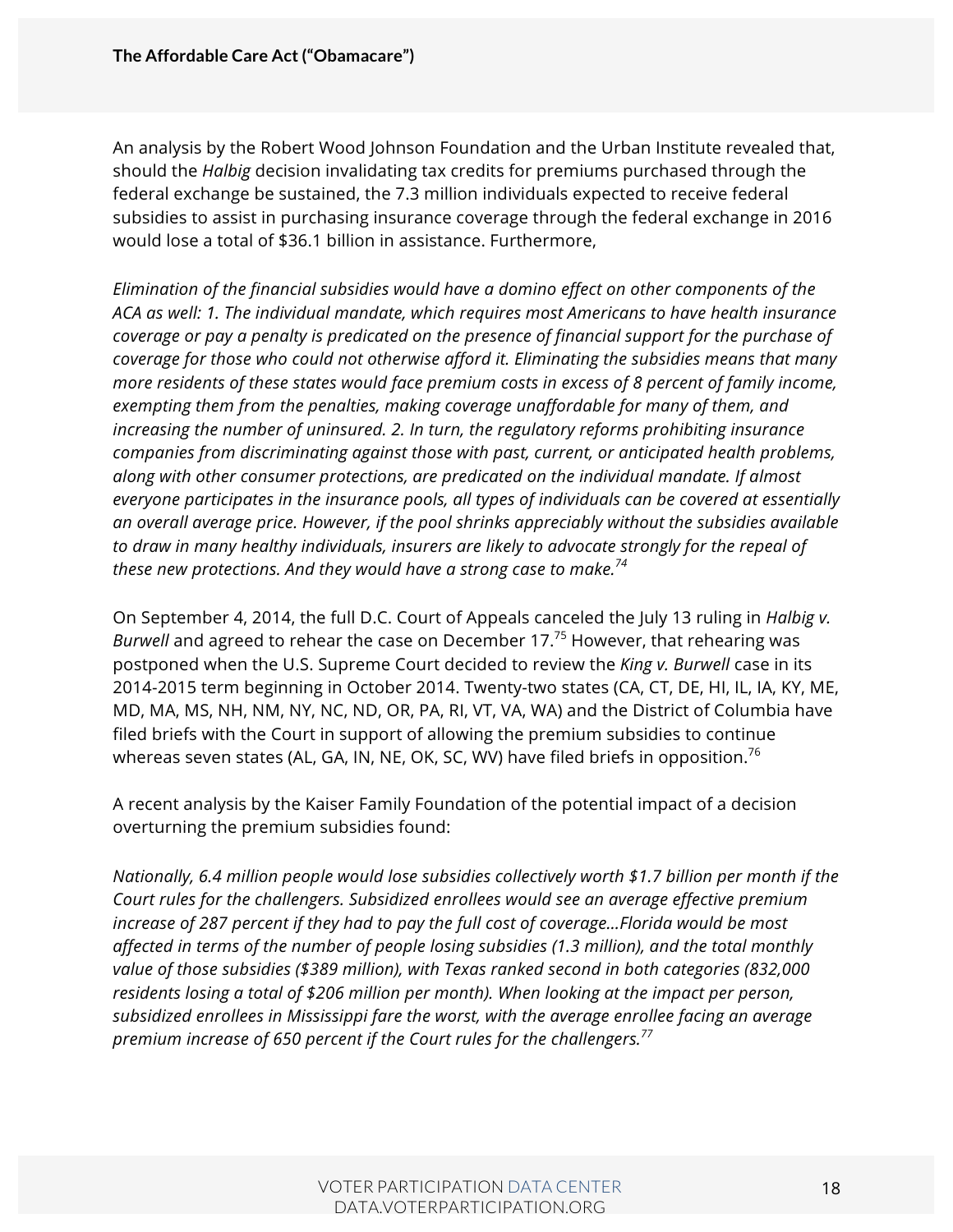An analysis by the Robert Wood Johnson Foundation and the Urban Institute revealed that, should the *Halbig* decision invalidating tax credits for premiums purchased through the federal exchange be sustained, the 7.3 million individuals expected to receive federal subsidies to assist in purchasing insurance coverage through the federal exchange in 2016 would lose a total of $36.1 billion in assistance. Furthermore,

*Elimination of the financial subsidies would have a domino effect on other components of the ACA as well: 1. The individual mandate, which requires most Americans to have health insurance coverage or pay a penalty is predicated on the presence of financial support for the purchase of coverage for those who could not otherwise afford it. Eliminating the subsidies means that many more residents of these states would face premium costs in excess of 8 percent of family income, exempting them from the penalties, making coverage unaffordable for many of them, and increasing the number of uninsured. 2. In turn, the regulatory reforms prohibiting insurance companies from discriminating against those with past, current, or anticipated health problems, along with other consumer protections, are predicated on the individual mandate. If almost everyone participates in the insurance pools, all types of individuals can be covered at essentially an overall average price. However, if the pool shrinks appreciably without the subsidies available to draw in many healthy individuals, insurers are likely to advocate strongly for the repeal of these new protections. And they would have a strong case to make.*[74]

On September 4, 2014, the full D.C. Court of Appeals canceled the July 13 ruling in *Halbig v. Burwell* and agreed to rehear the case on December 17.[75] However, that rehearing was postponed when the U.S. Supreme Court decided to review the *King v. Burwell* case in its 2014-2015 term beginning in October 2014. Twenty-two states (CA, CT, DE, HI, IL, IA, KY, ME, MD, MA, MS, NH, NM, NY, NC, ND, OR, PA, RI, VT, VA, WA) and the District of Columbia have filed briefs with the Court in support of allowing the premium subsidies to continue whereas seven states (AL, GA, IN, NE, OK, SC, WV) have filed briefs in opposition.[76]

A recent analysis by the Kaiser Family Foundation of the potential impact of a decision overturning the premium subsidies found:

*Nationally, 6.4 million people would lose subsidies collectively worth $1.7 billion per month if the Court rules for the challengers. Subsidized enrollees would see an average effective premium increase of 287 percent if they had to pay the full cost of coverage…Florida would be most affected in terms of the number of people losing subsidies (1.3 million), and the total monthly value of those subsidies ($389 million), with Texas ranked second in both categories (832,000 residents losing a total of $206 million per month). When looking at the impact per person, subsidized enrollees in Mississippi fare the worst, with the average enrollee facing an average premium increase of 650 percent if the Court rules for the challengers.*[77]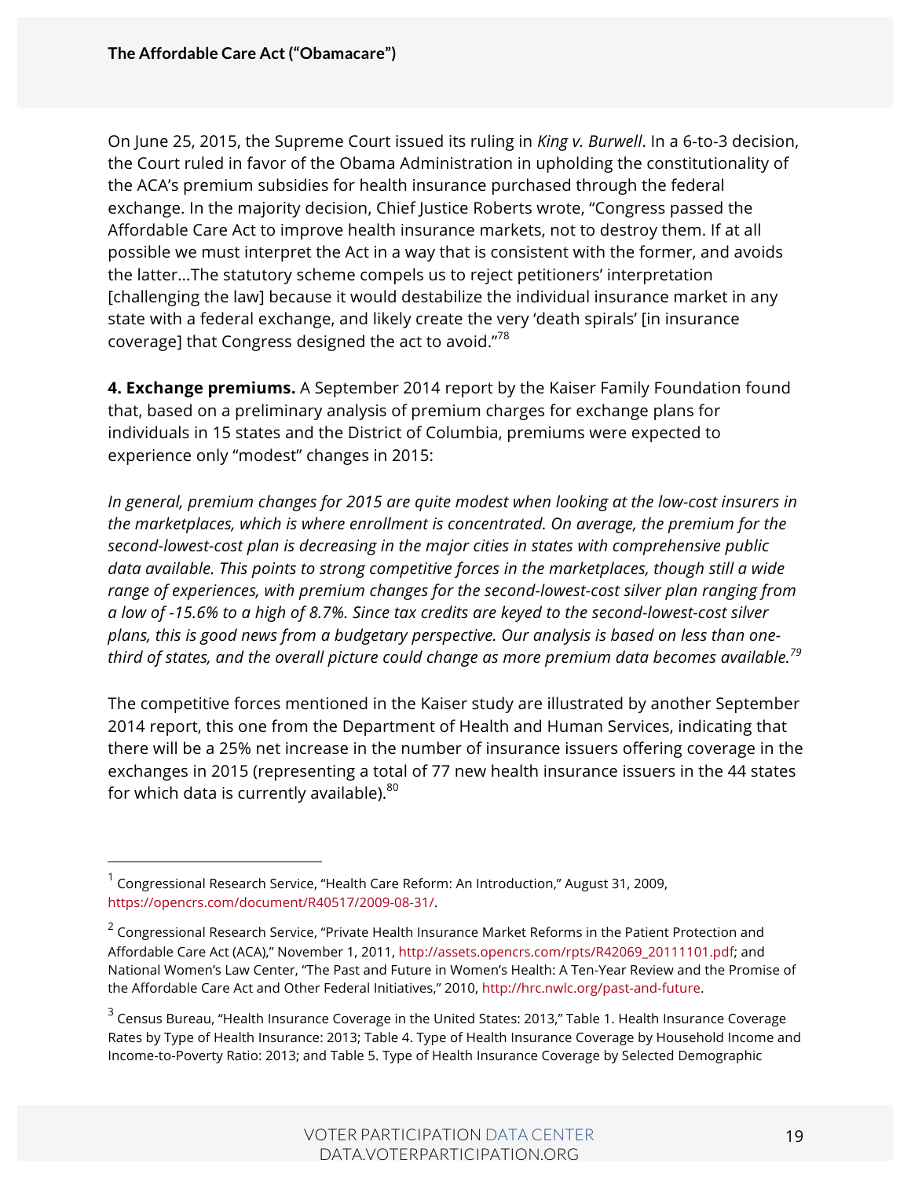On June 25, 2015, the Supreme Court issued its ruling in *King v. Burwell*. In a 6-to-3 decision, the Court ruled in favor of the Obama Administration in upholding the constitutionality of the ACA's premium subsidies for health insurance purchased through the federal exchange. In the majority decision, Chief Justice Roberts wrote, "Congress passed the Affordable Care Act to improve health insurance markets, not to destroy them. If at all possible we must interpret the Act in a way that is consistent with the former, and avoids the latter…The statutory scheme compels us to reject petitioners' interpretation [challenging the law] because it would destabilize the individual insurance market in any state with a federal exchange, and likely create the very 'death spirals' [in insurance coverage] that Congress designed the act to avoid."[78]

**4. Exchange premiums.** A September 2014 report by the Kaiser Family Foundation found that, based on a preliminary analysis of premium charges for exchange plans for individuals in 15 states and the District of Columbia, premiums were expected to experience only "modest" changes in 2015:

*In general, premium changes for 2015 are quite modest when looking at the low-cost insurers in the marketplaces, which is where enrollment is concentrated. On average, the premium for the second-lowest-cost plan is decreasing in the major cities in states with comprehensive public data available. This points to strong competitive forces in the marketplaces, though still a wide range of experiences, with premium changes for the second-lowest-cost silver plan ranging from a low of -15.6% to a high of 8.7%. Since tax credits are keyed to the second-lowest-cost silver plans, this is good news from a budgetary perspective. Our analysis is based on less than one-third of states, and the overall picture could change as more premium data becomes available.*[79]

The competitive forces mentioned in the Kaiser study are illustrated by another September 2014 report, this one from the Department of Health and Human Services, indicating that there will be a 25% net increase in the number of insurance issuers offering coverage in the exchanges in 2015 (representing a total of 77 new health insurance issuers in the 44 states for which data is currently available).[80]

---

[1] Congressional Research Service, "Health Care Reform: An Introduction," August 31, 2009, https://opencrs.com/document/R40517/2009-08-31/.

[2] Congressional Research Service, "Private Health Insurance Market Reforms in the Patient Protection and Affordable Care Act (ACA)," November 1, 2011, http://assets.opencrs.com/rpts/R42069_20111101.pdf; and National Women's Law Center, "The Past and Future in Women's Health: A Ten-Year Review and the Promise of the Affordable Care Act and Other Federal Initiatives," 2010, http://hrc.nwlc.org/past-and-future.

[3] Census Bureau, "Health Insurance Coverage in the United States: 2013," Table 1. Health Insurance Coverage Rates by Type of Health Insurance: 2013; Table 4. Type of Health Insurance Coverage by Household Income and Income-to-Poverty Ratio: 2013; and Table 5. Type of Health Insurance Coverage by Selected Demographic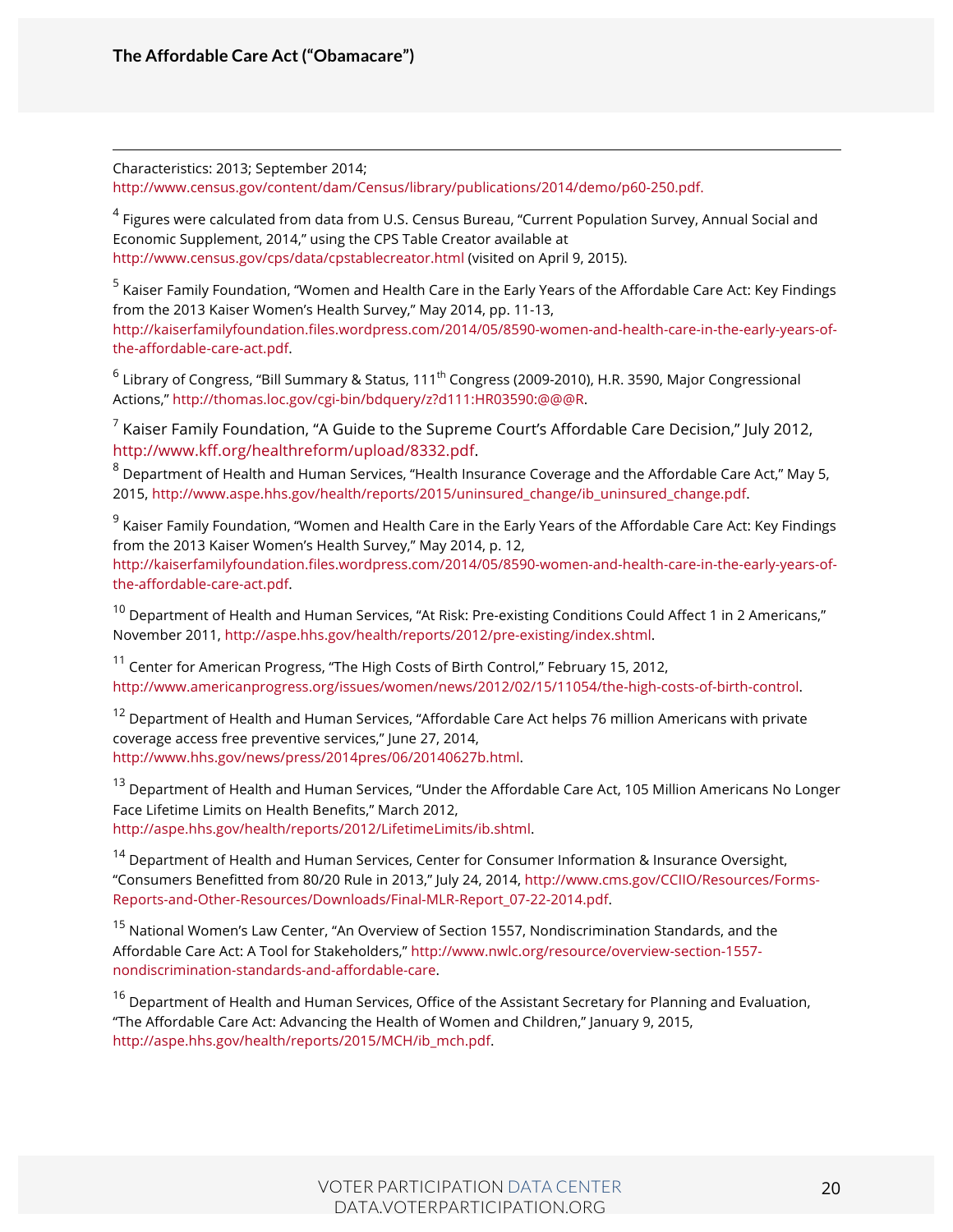Characteristics: 2013; September 2014; http://www.census.gov/content/dam/Census/library/publications/2014/demo/p60-250.pdf.

[4] Figures were calculated from data from U.S. Census Bureau, "Current Population Survey, Annual Social and Economic Supplement, 2014," using the CPS Table Creator available at http://www.census.gov/cps/data/cpstablecreator.html (visited on April 9, 2015).

[5] Kaiser Family Foundation, "Women and Health Care in the Early Years of the Affordable Care Act: Key Findings from the 2013 Kaiser Women's Health Survey," May 2014, pp. 11-13, http://kaiserfamilyfoundation.files.wordpress.com/2014/05/8590-women-and-health-care-in-the-early-years-of-the-affordable-care-act.pdf.

[6] Library of Congress, "Bill Summary & Status, 111th Congress (2009-2010), H.R. 3590, Major Congressional Actions," http://thomas.loc.gov/cgi-bin/bdquery/z?d111:HR03590:@@@R.

[7] Kaiser Family Foundation, "A Guide to the Supreme Court's Affordable Care Decision," July 2012, http://www.kff.org/healthreform/upload/8332.pdf.

[8] Department of Health and Human Services, "Health Insurance Coverage and the Affordable Care Act," May 5, 2015, http://www.aspe.hhs.gov/health/reports/2015/uninsured_change/ib_uninsured_change.pdf.

[9] Kaiser Family Foundation, "Women and Health Care in the Early Years of the Affordable Care Act: Key Findings from the 2013 Kaiser Women's Health Survey," May 2014, p. 12, http://kaiserfamilyfoundation.files.wordpress.com/2014/05/8590-women-and-health-care-in-the-early-years-of-the-affordable-care-act.pdf.

[10] Department of Health and Human Services, "At Risk: Pre-existing Conditions Could Affect 1 in 2 Americans," November 2011, http://aspe.hhs.gov/health/reports/2012/pre-existing/index.shtml.

[11] Center for American Progress, "The High Costs of Birth Control," February 15, 2012, http://www.americanprogress.org/issues/women/news/2012/02/15/11054/the-high-costs-of-birth-control.

[12] Department of Health and Human Services, "Affordable Care Act helps 76 million Americans with private coverage access free preventive services," June 27, 2014, http://www.hhs.gov/news/press/2014pres/06/20140627b.html.

[13] Department of Health and Human Services, "Under the Affordable Care Act, 105 Million Americans No Longer Face Lifetime Limits on Health Benefits," March 2012, http://aspe.hhs.gov/health/reports/2012/LifetimeLimits/ib.shtml.

[14] Department of Health and Human Services, Center for Consumer Information & Insurance Oversight, "Consumers Benefitted from 80/20 Rule in 2013," July 24, 2014, http://www.cms.gov/CCIIO/Resources/Forms-Reports-and-Other-Resources/Downloads/Final-MLR-Report_07-22-2014.pdf.

[15] National Women's Law Center, "An Overview of Section 1557, Nondiscrimination Standards, and the Affordable Care Act: A Tool for Stakeholders," http://www.nwlc.org/resource/overview-section-1557-nondiscrimination-standards-and-affordable-care.

[16] Department of Health and Human Services, Office of the Assistant Secretary for Planning and Evaluation, "The Affordable Care Act: Advancing the Health of Women and Children," January 9, 2015, http://aspe.hhs.gov/health/reports/2015/MCH/ib_mch.pdf.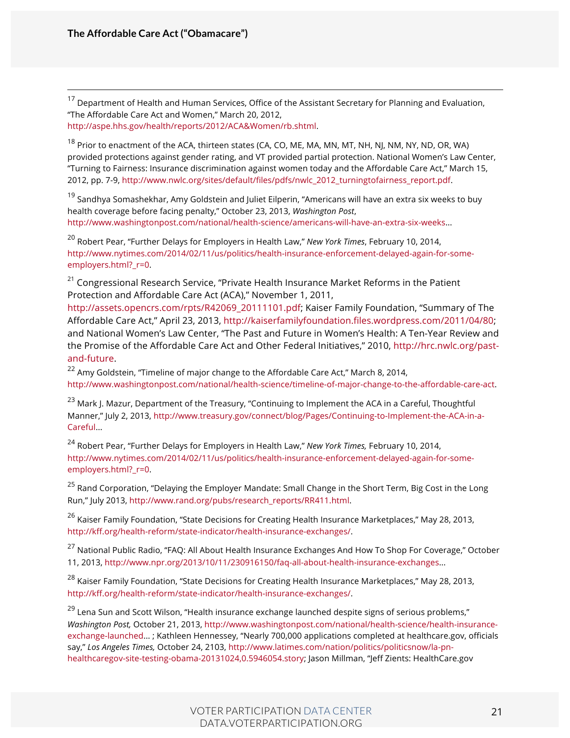[17] Department of Health and Human Services, Office of the Assistant Secretary for Planning and Evaluation, "The Affordable Care Act and Women," March 20, 2012, http://aspe.hhs.gov/health/reports/2012/ACA&Women/rb.shtml.

[18] Prior to enactment of the ACA, thirteen states (CA, CO, ME, MA, MN, MT, NH, NJ, NM, NY, ND, OR, WA) provided protections against gender rating, and VT provided partial protection. National Women's Law Center, "Turning to Fairness: Insurance discrimination against women today and the Affordable Care Act," March 15, 2012, pp. 7-9, http://www.nwlc.org/sites/default/files/pdfs/nwlc_2012_turningtofairness_report.pdf.

[19] Sandhya Somashekhar, Amy Goldstein and Juliet Eilperin, "Americans will have an extra six weeks to buy health coverage before facing penalty," October 23, 2013, *Washington Post*, http://www.washingtonpost.com/national/health-science/americans-will-have-an-extra-six-weeks…

[20] Robert Pear, "Further Delays for Employers in Health Law," *New York Times*, February 10, 2014, http://www.nytimes.com/2014/02/11/us/politics/health-insurance-enforcement-delayed-again-for-some-employers.html?_r=0.

[21] Congressional Research Service, "Private Health Insurance Market Reforms in the Patient Protection and Affordable Care Act (ACA)," November 1, 2011, http://assets.opencrs.com/rpts/R42069_20111101.pdf; Kaiser Family Foundation, "Summary of The Affordable Care Act," April 23, 2013, http://kaiserfamilyfoundation.files.wordpress.com/2011/04/80; and National Women's Law Center, "The Past and Future in Women's Health: A Ten-Year Review and the Promise of the Affordable Care Act and Other Federal Initiatives," 2010, http://hrc.nwlc.org/past-and-future.

[22] Amy Goldstein, "Timeline of major change to the Affordable Care Act," March 8, 2014, http://www.washingtonpost.com/national/health-science/timeline-of-major-change-to-the-affordable-care-act.

[23] Mark J. Mazur, Department of the Treasury, "Continuing to Implement the ACA in a Careful, Thoughtful Manner," July 2, 2013, http://www.treasury.gov/connect/blog/Pages/Continuing-to-Implement-the-ACA-in-a-Careful…

[24] Robert Pear, "Further Delays for Employers in Health Law," *New York Times,* February 10, 2014, http://www.nytimes.com/2014/02/11/us/politics/health-insurance-enforcement-delayed-again-for-some-employers.html?_r=0.

[25] Rand Corporation, "Delaying the Employer Mandate: Small Change in the Short Term, Big Cost in the Long Run," July 2013, http://www.rand.org/pubs/research_reports/RR411.html.

[26] Kaiser Family Foundation, "State Decisions for Creating Health Insurance Marketplaces," May 28, 2013, http://kff.org/health-reform/state-indicator/health-insurance-exchanges/.

[27] National Public Radio, "FAQ: All About Health Insurance Exchanges And How To Shop For Coverage," October 11, 2013, http://www.npr.org/2013/10/11/230916150/faq-all-about-health-insurance-exchanges…

[28] Kaiser Family Foundation, "State Decisions for Creating Health Insurance Marketplaces," May 28, 2013, http://kff.org/health-reform/state-indicator/health-insurance-exchanges/.

[29] Lena Sun and Scott Wilson, "Health insurance exchange launched despite signs of serious problems," *Washington Post,* October 21, 2013, http://www.washingtonpost.com/national/health-science/health-insurance-exchange-launched… ; Kathleen Hennessey, "Nearly 700,000 applications completed at healthcare.gov, officials say," *Los Angeles Times,* October 24, 2103, http://www.latimes.com/nation/politics/politicsnow/la-pn-healthcaregov-site-testing-obama-20131024,0.5946054.story; Jason Millman, "Jeff Zients: HealthCare.gov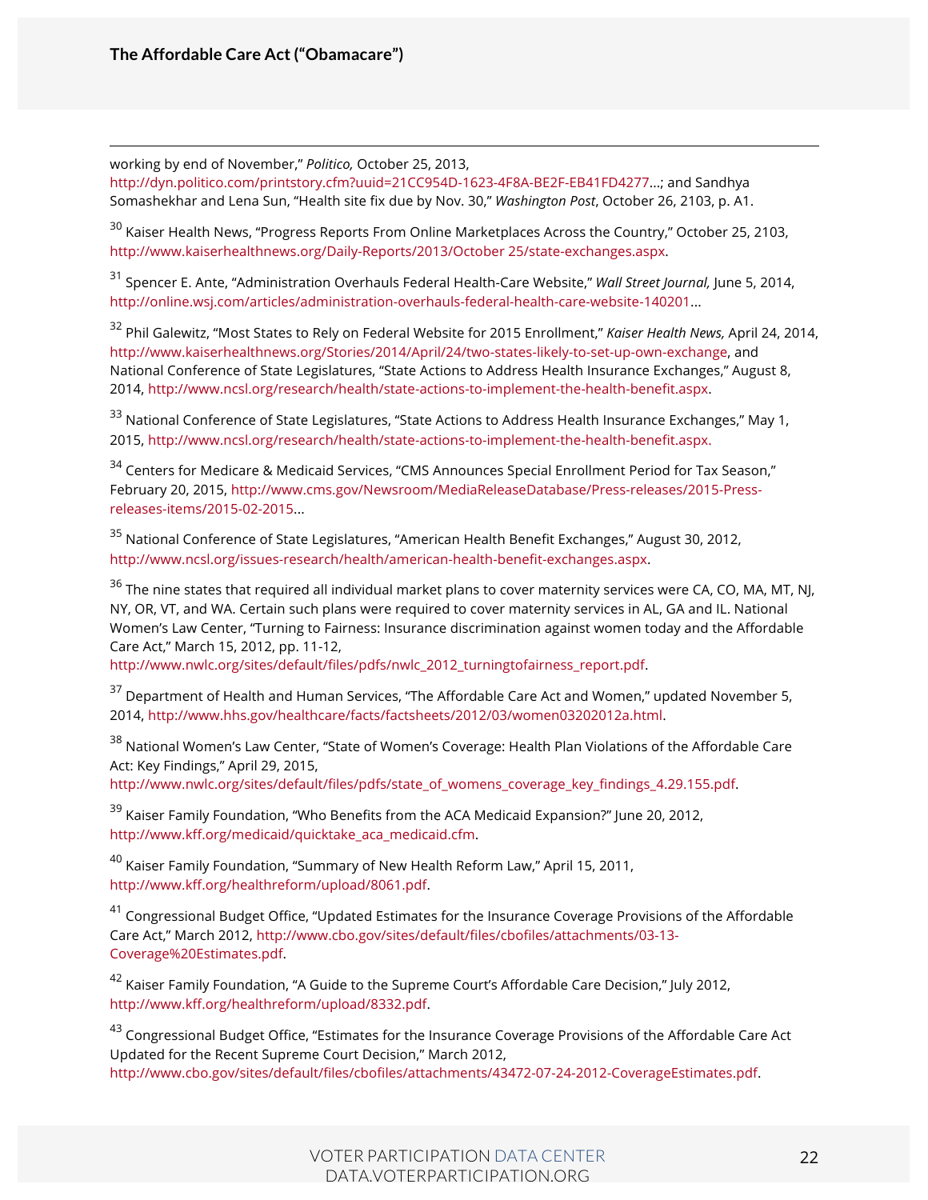working by end of November," *Politico,* October 25, 2013, http://dyn.politico.com/printstory.cfm?uuid=21CC954D-1623-4F8A-BE2F-EB41FD4277...; and Sandhya Somashekhar and Lena Sun, "Health site fix due by Nov. 30," *Washington Post*, October 26, 2103, p. A1.

[30] Kaiser Health News, "Progress Reports From Online Marketplaces Across the Country," October 25, 2103, http://www.kaiserhealthnews.org/Daily-Reports/2013/October 25/state-exchanges.aspx.

[31] Spencer E. Ante, "Administration Overhauls Federal Health-Care Website," *Wall Street Journal,* June 5, 2014, http://online.wsj.com/articles/administration-overhauls-federal-health-care-website-140201...

[32] Phil Galewitz, "Most States to Rely on Federal Website for 2015 Enrollment," *Kaiser Health News,* April 24, 2014, http://www.kaiserhealthnews.org/Stories/2014/April/24/two-states-likely-to-set-up-own-exchange, and National Conference of State Legislatures, "State Actions to Address Health Insurance Exchanges," August 8, 2014, http://www.ncsl.org/research/health/state-actions-to-implement-the-health-benefit.aspx.

[33] National Conference of State Legislatures, "State Actions to Address Health Insurance Exchanges," May 1, 2015, http://www.ncsl.org/research/health/state-actions-to-implement-the-health-benefit.aspx.

[34] Centers for Medicare & Medicaid Services, "CMS Announces Special Enrollment Period for Tax Season," February 20, 2015, http://www.cms.gov/Newsroom/MediaReleaseDatabase/Press-releases/2015-Press-releases-items/2015-02-2015...

[35] National Conference of State Legislatures, "American Health Benefit Exchanges," August 30, 2012, http://www.ncsl.org/issues-research/health/american-health-benefit-exchanges.aspx.

[36] The nine states that required all individual market plans to cover maternity services were CA, CO, MA, MT, NJ, NY, OR, VT, and WA. Certain such plans were required to cover maternity services in AL, GA and IL. National Women's Law Center, "Turning to Fairness: Insurance discrimination against women today and the Affordable Care Act," March 15, 2012, pp. 11-12, http://www.nwlc.org/sites/default/files/pdfs/nwlc_2012_turningtofairness_report.pdf.

[37] Department of Health and Human Services, "The Affordable Care Act and Women," updated November 5, 2014, http://www.hhs.gov/healthcare/facts/factsheets/2012/03/women03202012a.html.

[38] National Women's Law Center, "State of Women's Coverage: Health Plan Violations of the Affordable Care Act: Key Findings," April 29, 2015, http://www.nwlc.org/sites/default/files/pdfs/state_of_womens_coverage_key_findings_4.29.155.pdf.

[39] Kaiser Family Foundation, "Who Benefits from the ACA Medicaid Expansion?" June 20, 2012, http://www.kff.org/medicaid/quicktake_aca_medicaid.cfm.

[40] Kaiser Family Foundation, "Summary of New Health Reform Law," April 15, 2011, http://www.kff.org/healthreform/upload/8061.pdf.

[41] Congressional Budget Office, "Updated Estimates for the Insurance Coverage Provisions of the Affordable Care Act," March 2012, http://www.cbo.gov/sites/default/files/cbofiles/attachments/03-13-Coverage%20Estimates.pdf.

[42] Kaiser Family Foundation, "A Guide to the Supreme Court's Affordable Care Decision," July 2012, http://www.kff.org/healthreform/upload/8332.pdf.

[43] Congressional Budget Office, "Estimates for the Insurance Coverage Provisions of the Affordable Care Act Updated for the Recent Supreme Court Decision," March 2012, http://www.cbo.gov/sites/default/files/cbofiles/attachments/43472-07-24-2012-CoverageEstimates.pdf.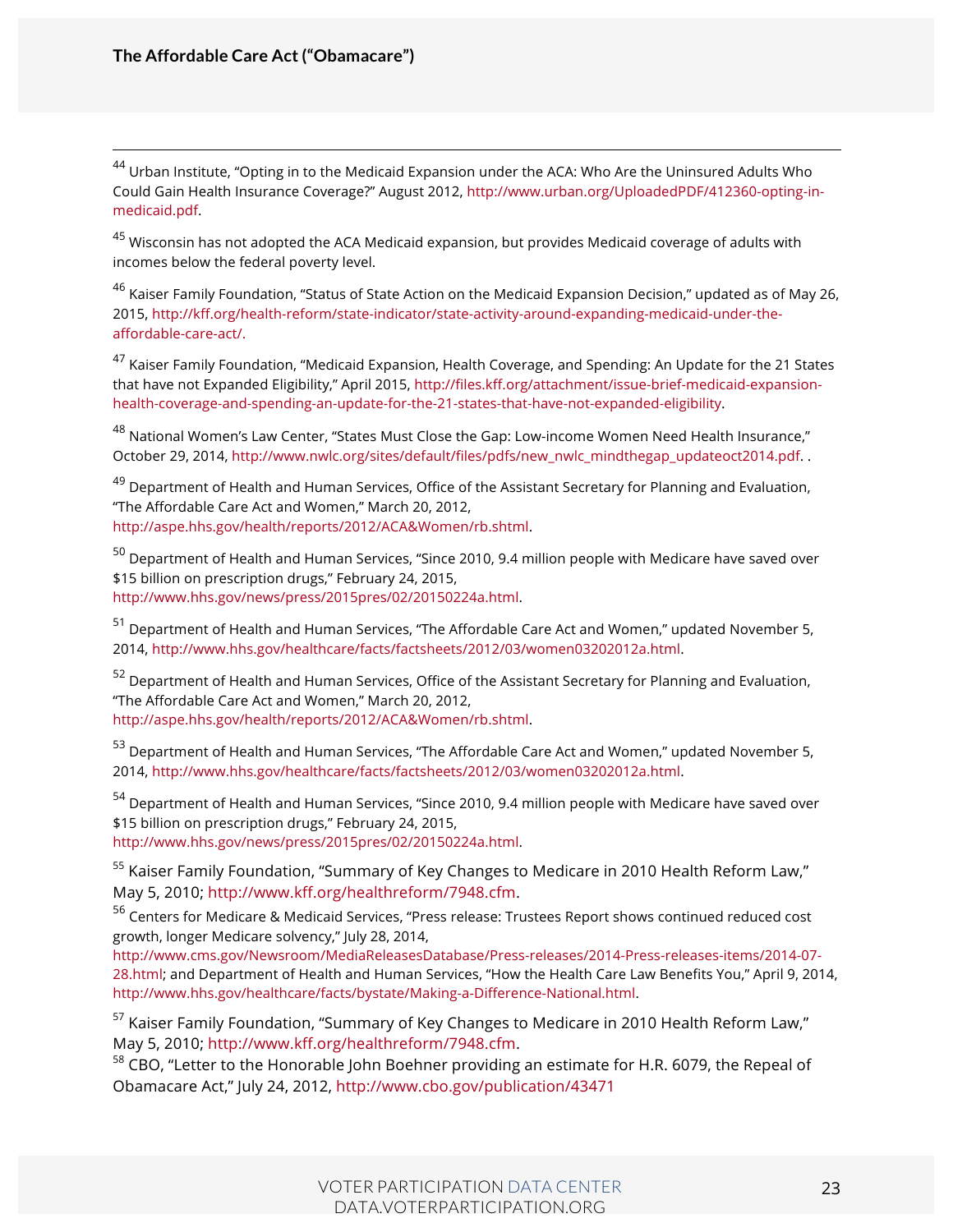[44] Urban Institute, “Opting in to the Medicaid Expansion under the ACA: Who Are the Uninsured Adults Who Could Gain Health Insurance Coverage?” August 2012, http://www.urban.org/UploadedPDF/412360-opting-in-medicaid.pdf.

[45] Wisconsin has not adopted the ACA Medicaid expansion, but provides Medicaid coverage of adults with incomes below the federal poverty level.

[46] Kaiser Family Foundation, “Status of State Action on the Medicaid Expansion Decision,” updated as of May 26, 2015, http://kff.org/health-reform/state-indicator/state-activity-around-expanding-medicaid-under-the-affordable-care-act/.

[47] Kaiser Family Foundation, “Medicaid Expansion, Health Coverage, and Spending: An Update for the 21 States that have not Expanded Eligibility,” April 2015, http://files.kff.org/attachment/issue-brief-medicaid-expansion-health-coverage-and-spending-an-update-for-the-21-states-that-have-not-expanded-eligibility.

[48] National Women’s Law Center, “States Must Close the Gap: Low-income Women Need Health Insurance,” October 29, 2014, http://www.nwlc.org/sites/default/files/pdfs/new_nwlc_mindthegap_updateoct2014.pdf. .

[49] Department of Health and Human Services, Office of the Assistant Secretary for Planning and Evaluation, “The Affordable Care Act and Women,” March 20, 2012, http://aspe.hhs.gov/health/reports/2012/ACA&Women/rb.shtml.

[50] Department of Health and Human Services, “Since 2010, 9.4 million people with Medicare have saved over $15 billion on prescription drugs,” February 24, 2015, http://www.hhs.gov/news/press/2015pres/02/20150224a.html.

[51] Department of Health and Human Services, “The Affordable Care Act and Women,” updated November 5, 2014, http://www.hhs.gov/healthcare/facts/factsheets/2012/03/women03202012a.html.

[52] Department of Health and Human Services, Office of the Assistant Secretary for Planning and Evaluation, “The Affordable Care Act and Women,” March 20, 2012, http://aspe.hhs.gov/health/reports/2012/ACA&Women/rb.shtml.

[53] Department of Health and Human Services, “The Affordable Care Act and Women,” updated November 5, 2014, http://www.hhs.gov/healthcare/facts/factsheets/2012/03/women03202012a.html.

[54] Department of Health and Human Services, “Since 2010, 9.4 million people with Medicare have saved over $15 billion on prescription drugs,” February 24, 2015, http://www.hhs.gov/news/press/2015pres/02/20150224a.html.

[55] Kaiser Family Foundation, “Summary of Key Changes to Medicare in 2010 Health Reform Law,” May 5, 2010; http://www.kff.org/healthreform/7948.cfm.

[56] Centers for Medicare & Medicaid Services, “Press release: Trustees Report shows continued reduced cost growth, longer Medicare solvency,” July 28, 2014, http://www.cms.gov/Newsroom/MediaReleasesDatabase/Press-releases/2014-Press-releases-items/2014-07-28.html; and Department of Health and Human Services, “How the Health Care Law Benefits You,” April 9, 2014, http://www.hhs.gov/healthcare/facts/bystate/Making-a-Difference-National.html.

[57] Kaiser Family Foundation, “Summary of Key Changes to Medicare in 2010 Health Reform Law,” May 5, 2010; http://www.kff.org/healthreform/7948.cfm.

[58] CBO, “Letter to the Honorable John Boehner providing an estimate for H.R. 6079, the Repeal of Obamacare Act,” July 24, 2012, http://www.cbo.gov/publication/43471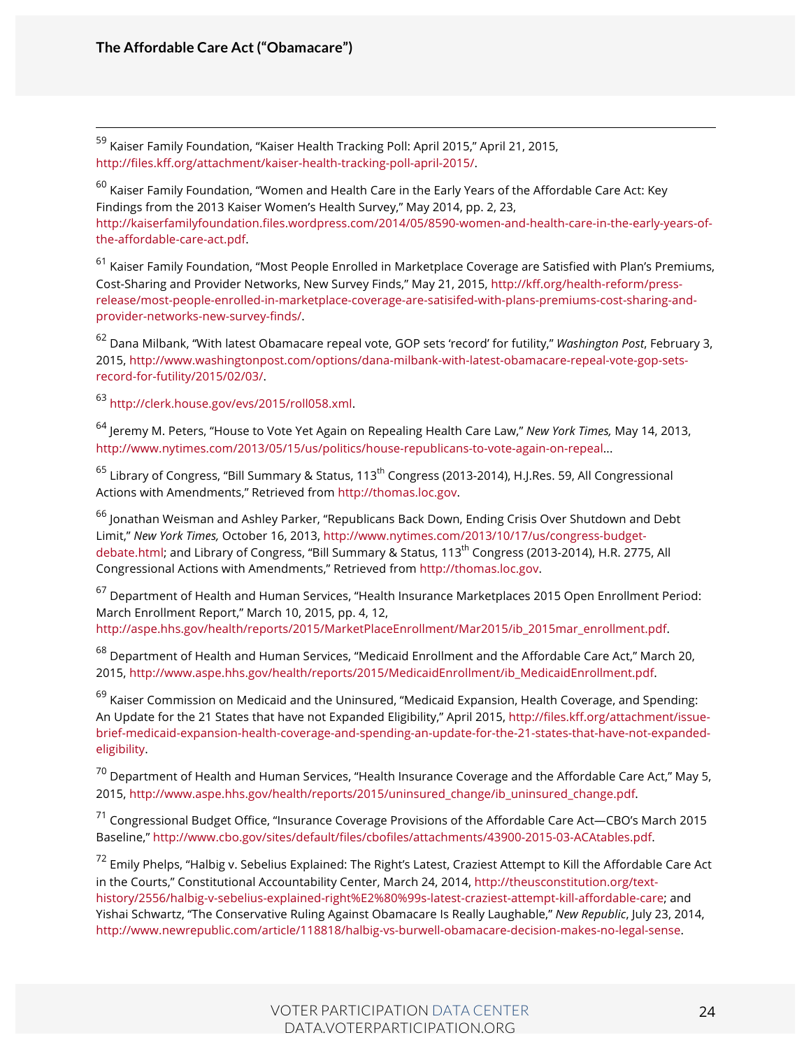[59] Kaiser Family Foundation, "Kaiser Health Tracking Poll: April 2015," April 21, 2015, http://files.kff.org/attachment/kaiser-health-tracking-poll-april-2015/.

[60] Kaiser Family Foundation, "Women and Health Care in the Early Years of the Affordable Care Act: Key Findings from the 2013 Kaiser Women's Health Survey," May 2014, pp. 2, 23, http://kaiserfamilyfoundation.files.wordpress.com/2014/05/8590-women-and-health-care-in-the-early-years-of-the-affordable-care-act.pdf.

[61] Kaiser Family Foundation, "Most People Enrolled in Marketplace Coverage are Satisfied with Plan's Premiums, Cost-Sharing and Provider Networks, New Survey Finds," May 21, 2015, http://kff.org/health-reform/press-release/most-people-enrolled-in-marketplace-coverage-are-satisifed-with-plans-premiums-cost-sharing-and-provider-networks-new-survey-finds/.

[62] Dana Milbank, "With latest Obamacare repeal vote, GOP sets 'record' for futility," *Washington Post*, February 3, 2015, http://www.washingtonpost.com/options/dana-milbank-with-latest-obamacare-repeal-vote-gop-sets-record-for-futility/2015/02/03/.

[63] http://clerk.house.gov/evs/2015/roll058.xml.

[64] Jeremy M. Peters, "House to Vote Yet Again on Repealing Health Care Law," *New York Times,* May 14, 2013, http://www.nytimes.com/2013/05/15/us/politics/house-republicans-to-vote-again-on-repeal...

[65] Library of Congress, "Bill Summary & Status, 113th Congress (2013-2014), H.J.Res. 59, All Congressional Actions with Amendments," Retrieved from http://thomas.loc.gov.

[66] Jonathan Weisman and Ashley Parker, "Republicans Back Down, Ending Crisis Over Shutdown and Debt Limit," *New York Times,* October 16, 2013, http://www.nytimes.com/2013/10/17/us/congress-budget-debate.html; and Library of Congress, "Bill Summary & Status, 113th Congress (2013-2014), H.R. 2775, All Congressional Actions with Amendments," Retrieved from http://thomas.loc.gov.

[67] Department of Health and Human Services, "Health Insurance Marketplaces 2015 Open Enrollment Period: March Enrollment Report," March 10, 2015, pp. 4, 12, http://aspe.hhs.gov/health/reports/2015/MarketPlaceEnrollment/Mar2015/ib_2015mar_enrollment.pdf.

[68] Department of Health and Human Services, "Medicaid Enrollment and the Affordable Care Act," March 20, 2015, http://www.aspe.hhs.gov/health/reports/2015/MedicaidEnrollment/ib_MedicaidEnrollment.pdf.

[69] Kaiser Commission on Medicaid and the Uninsured, "Medicaid Expansion, Health Coverage, and Spending: An Update for the 21 States that have not Expanded Eligibility," April 2015, http://files.kff.org/attachment/issue-brief-medicaid-expansion-health-coverage-and-spending-an-update-for-the-21-states-that-have-not-expanded-eligibility.

[70] Department of Health and Human Services, "Health Insurance Coverage and the Affordable Care Act," May 5, 2015, http://www.aspe.hhs.gov/health/reports/2015/uninsured_change/ib_uninsured_change.pdf.

[71] Congressional Budget Office, "Insurance Coverage Provisions of the Affordable Care Act—CBO's March 2015 Baseline," http://www.cbo.gov/sites/default/files/cbofiles/attachments/43900-2015-03-ACAtables.pdf.

[72] Emily Phelps, "Halbig v. Sebelius Explained: The Right's Latest, Craziest Attempt to Kill the Affordable Care Act in the Courts," Constitutional Accountability Center, March 24, 2014, http://theusconstitution.org/text-history/2556/halbig-v-sebelius-explained-right%E2%80%99s-latest-craziest-attempt-kill-affordable-care; and Yishai Schwartz, "The Conservative Ruling Against Obamacare Is Really Laughable," *New Republic*, July 23, 2014, http://www.newrepublic.com/article/118818/halbig-vs-burwell-obamacare-decision-makes-no-legal-sense.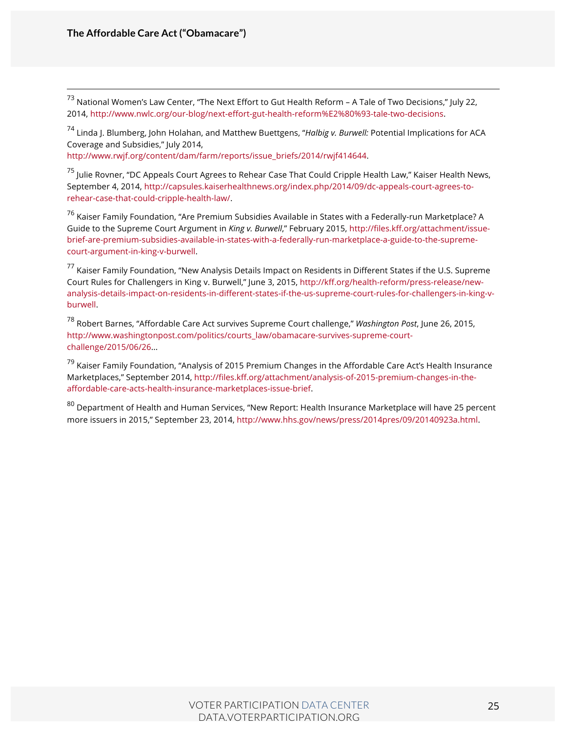[73] National Women's Law Center, "The Next Effort to Gut Health Reform – A Tale of Two Decisions," July 22, 2014, http://www.nwlc.org/our-blog/next-effort-gut-health-reform%E2%80%93-tale-two-decisions.

[74] Linda J. Blumberg, John Holahan, and Matthew Buettgens, "*Halbig v. Burwell:* Potential Implications for ACA Coverage and Subsidies," July 2014, http://www.rwjf.org/content/dam/farm/reports/issue_briefs/2014/rwjf414644.

[75] Julie Rovner, "DC Appeals Court Agrees to Rehear Case That Could Cripple Health Law," Kaiser Health News, September 4, 2014, http://capsules.kaiserhealthnews.org/index.php/2014/09/dc-appeals-court-agrees-to-rehear-case-that-could-cripple-health-law/.

[76] Kaiser Family Foundation, "Are Premium Subsidies Available in States with a Federally-run Marketplace? A Guide to the Supreme Court Argument in *King v. Burwell*," February 2015, http://files.kff.org/attachment/issue-brief-are-premium-subsidies-available-in-states-with-a-federally-run-marketplace-a-guide-to-the-supreme-court-argument-in-king-v-burwell.

[77] Kaiser Family Foundation, "New Analysis Details Impact on Residents in Different States if the U.S. Supreme Court Rules for Challengers in King v. Burwell," June 3, 2015, http://kff.org/health-reform/press-release/new-analysis-details-impact-on-residents-in-different-states-if-the-us-supreme-court-rules-for-challengers-in-king-v-burwell.

[78] Robert Barnes, "Affordable Care Act survives Supreme Court challenge," *Washington Post*, June 26, 2015, http://www.washingtonpost.com/politics/courts_law/obamacare-survives-supreme-court-challenge/2015/06/26...

[79] Kaiser Family Foundation, "Analysis of 2015 Premium Changes in the Affordable Care Act's Health Insurance Marketplaces," September 2014, http://files.kff.org/attachment/analysis-of-2015-premium-changes-in-the-affordable-care-acts-health-insurance-marketplaces-issue-brief.

[80] Department of Health and Human Services, "New Report: Health Insurance Marketplace will have 25 percent more issuers in 2015," September 23, 2014, http://www.hhs.gov/news/press/2014pres/09/20140923a.html.